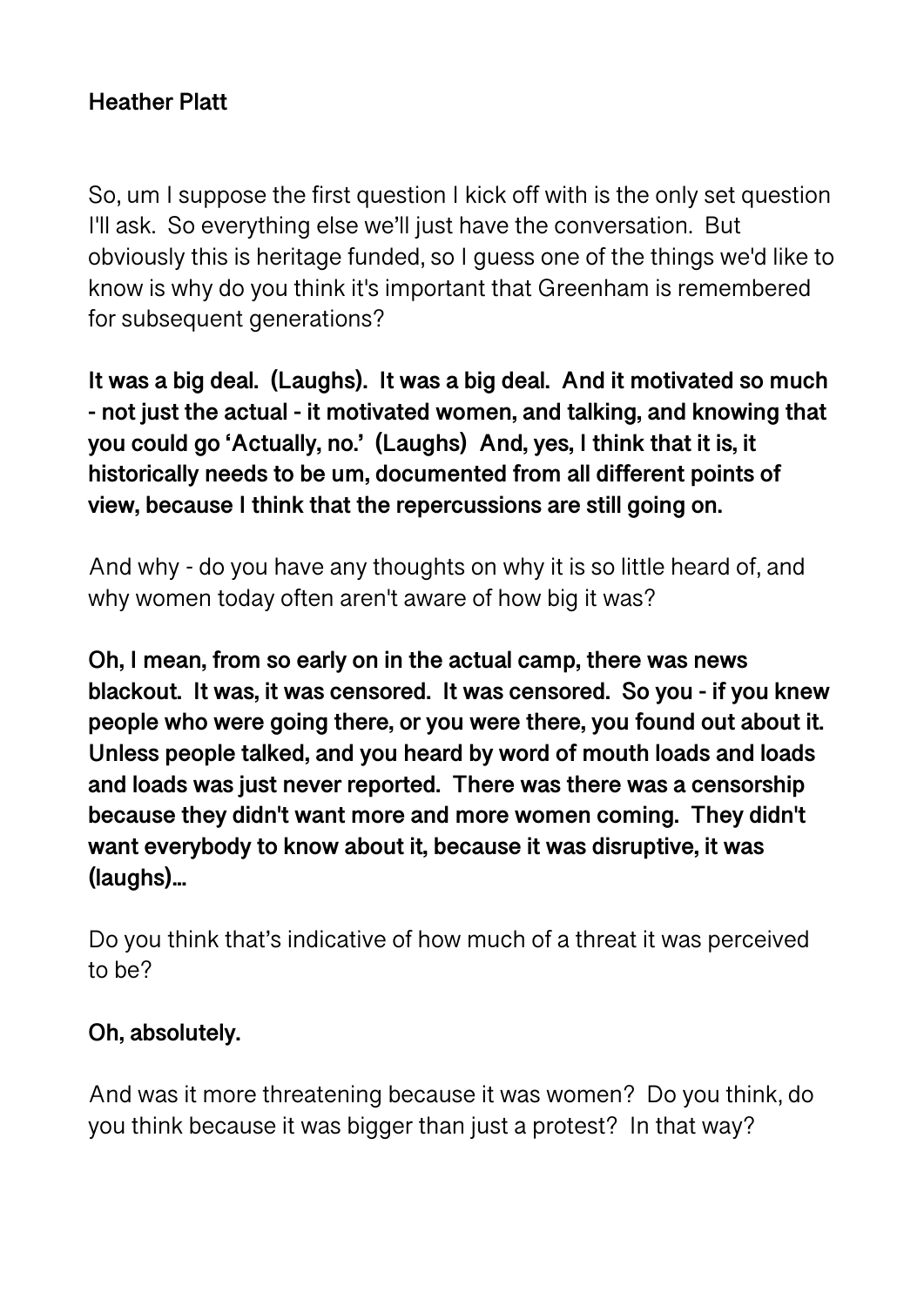**Heather Platt**

So, um I suppose the first question I kick off with is the only set question I'll ask. So everything else we'll just have the conversation. But obviously this is heritage funded, so I guess one of the things we'd like to know is why do you think it's important that Greenham is remembered for subsequent generations?

**It was a big deal. (Laughs). It was a big deal. And it motivated so much - not just the actual - it motivated women, and talking, and knowing that you could go 'Actually, no.' (Laughs) And, yes, I think that it is, it historically needs to be um, documented from all different points of view, because I think that the repercussions are still going on.**

And why - do you have any thoughts on why it is so little heard of, and why women today often aren't aware of how big it was?

**Oh, I mean, from so early on in the actual camp, there was news blackout. It was, it was censored. It was censored. So you - if you knew people who were going there, or you were there, you found out about it. Unless people talked, and you heard by word of mouth loads and loads and loads was just never reported. There was there was a censorship because they didn't want more and more women coming. They didn't want everybody to know about it, because it was disruptive, it was (laughs)...**

Do you think that's indicative of how much of a threat it was perceived to be?

**Oh, absolutely.**

And was it more threatening because it was women? Do you think, do you think because it was bigger than just a protest? In that way?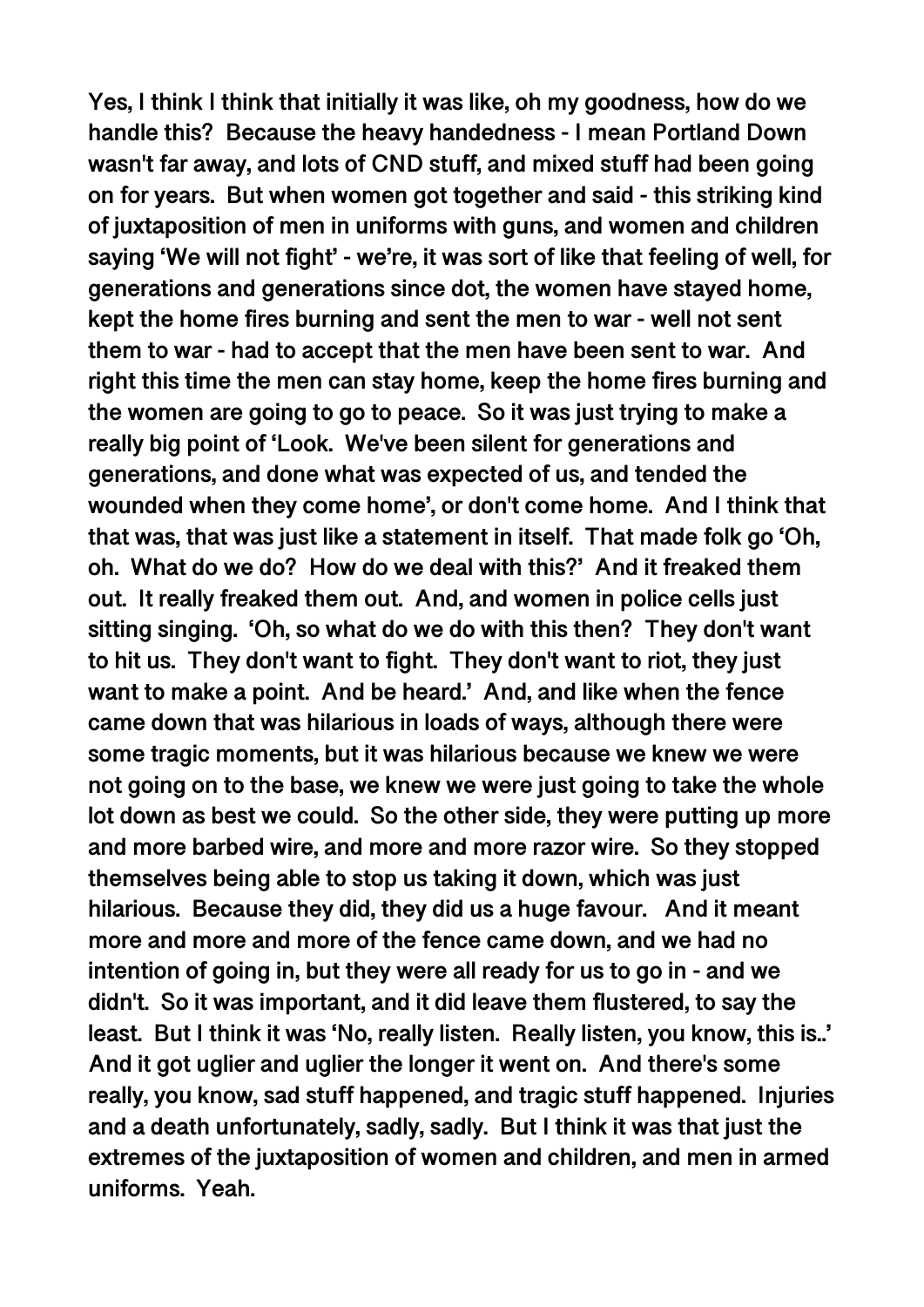**Yes, I think I think that initially it was like, oh my goodness, how do we handle this? Because the heavy handedness - I mean Portland Down wasn't far away, and lots of CND stuff, and mixed stuff had been going on for years. But when women got together and said - this striking kind of juxtaposition of men in uniforms with guns, and women and children saying 'We will not fight' - we're, it was sort of like that feeling of well, for generations and generations since dot, the women have stayed home, kept the home fires burning and sent the men to war - well not sent them to war - had to accept that the men have been sent to war. And right this time the men can stay home, keep the home fires burning and the women are going to go to peace. So it was just trying to make a really big point of 'Look. We've been silent for generations and generations, and done what was expected of us, and tended the wounded when they come home', or don't come home. And I think that that was, that was just like a statement in itself. That made folk go 'Oh, oh. What do we do? How do we deal with this?' And it freaked them out. It really freaked them out. And, and women in police cells just sitting singing. 'Oh, so what do we do with this then? They don't want to hit us. They don't want to fight. They don't want to riot, they just want to make a point. And be heard.' And, and like when the fence came down that was hilarious in loads of ways, although there were some tragic moments, but it was hilarious because we knew we were not going on to the base, we knew we were just going to take the whole lot down as best we could. So the other side, they were putting up more and more barbed wire, and more and more razor wire. So they stopped themselves being able to stop us taking it down, which was just hilarious. Because they did, they did us a huge favour. And it meant more and more and more of the fence came down, and we had no intention of going in, but they were all ready for us to go in - and we didn't. So it was important, and it did leave them flustered, to say the least. But I think it was 'No, really listen. Really listen, you know, this is..' And it got uglier and uglier the longer it went on. And there's some really, you know, sad stuff happened, and tragic stuff happened. Injuries and a death unfortunately, sadly, sadly. But I think it was that just the extremes of the juxtaposition of women and children, and men in armed uniforms. Yeah.**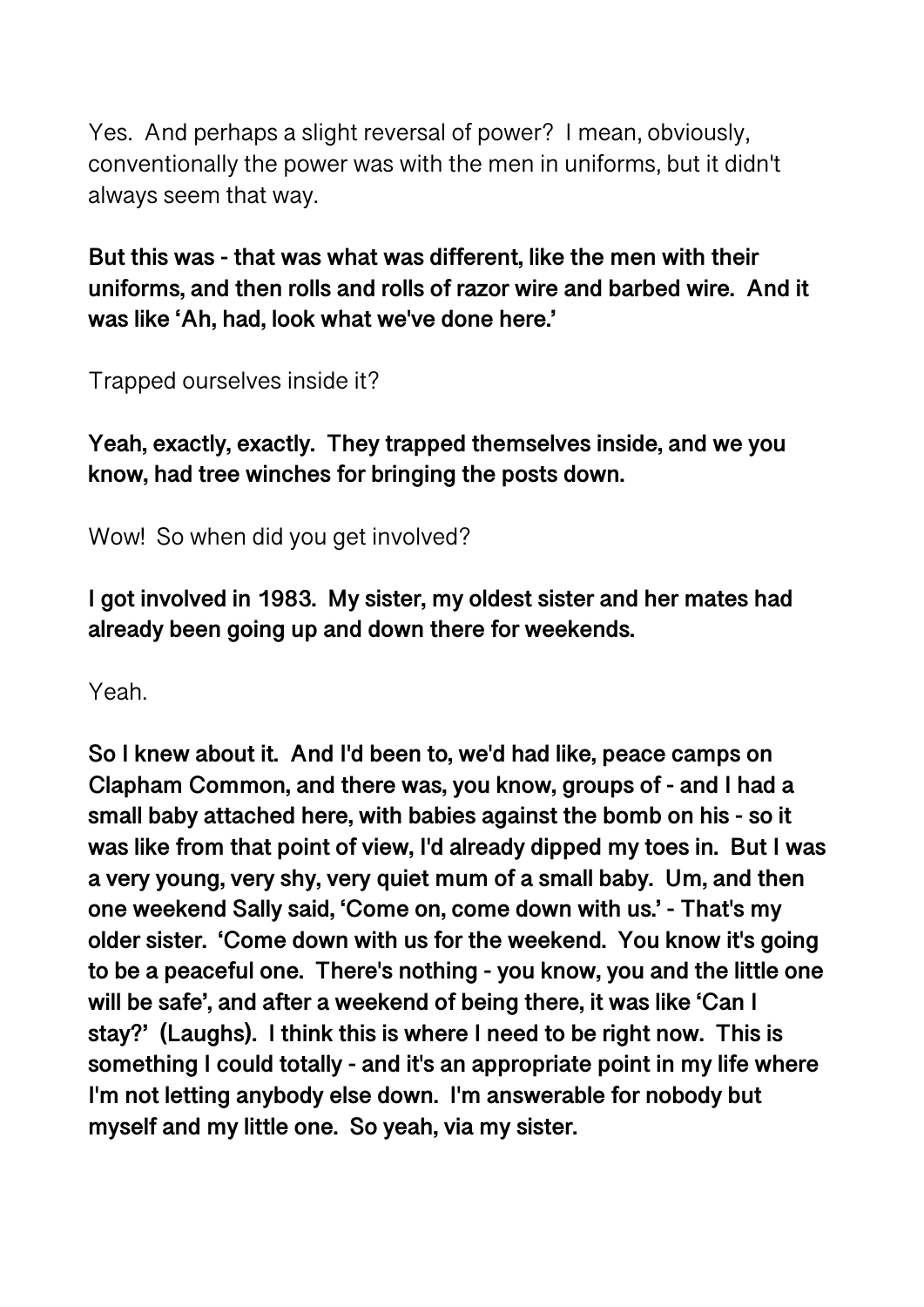Yes.  And perhaps a slight reversal of power?  I mean, obviously, conventionally the power was with the men in uniforms, but it didn't always seem that way.

**But this was - that was what was different, like the men with their uniforms, and then rolls and rolls of razor wire and barbed wire.  And it was like 'Ah, had, look what we've done here.'**

Trapped ourselves inside it?

**Yeah, exactly, exactly.  They trapped themselves inside, and we you know, had tree winches for bringing the posts down.**

Wow!  So when did you get involved?

**I got involved in 1983.  My sister, my oldest sister and her mates had already been going up and down there for weekends.**

Yeah.

**So I knew about it.  And I'd been to, we'd had like, peace camps on Clapham Common, and there was, you know, groups of - and I had a small baby attached here, with babies against the bomb on his - so it was like from that point of view, I'd already dipped my toes in.  But I was a very young, very shy, very quiet mum of a small baby.  Um, and then one weekend Sally said, 'Come on, come down with us.' - That's my older sister.  'Come down with us for the weekend.  You know it's going to be a peaceful one.  There's nothing - you know, you and the little one will be safe', and after a weekend of being there, it was like 'Can I stay?'  (Laughs).  I think this is where I need to be right now.  This is something I could totally - and it's an appropriate point in my life where I'm not letting anybody else down.  I'm answerable for nobody but myself and my little one.  So yeah, via my sister.**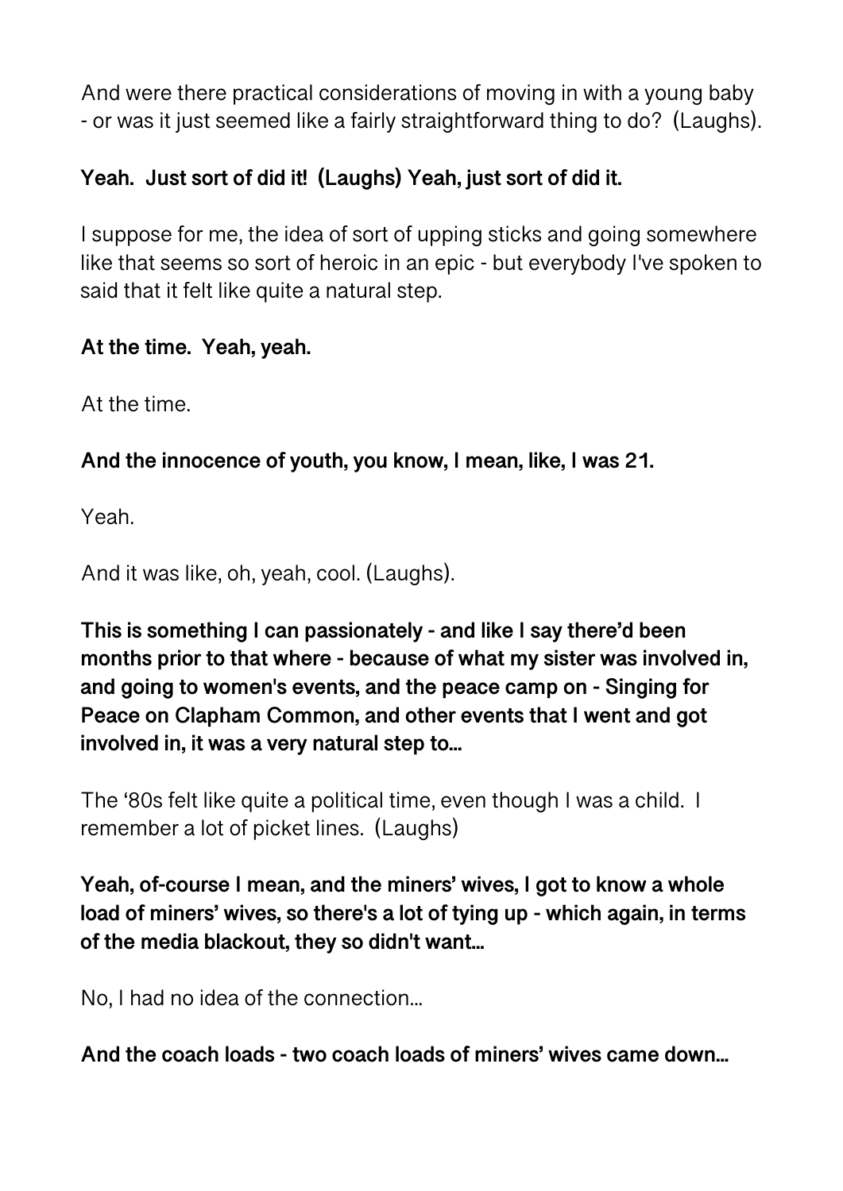And were there practical considerations of moving in with a young baby - or was it just seemed like a fairly straightforward thing to do? (Laughs).

**Yeah. Just sort of did it! (Laughs) Yeah, just sort of did it.**

I suppose for me, the idea of sort of upping sticks and going somewhere like that seems so sort of heroic in an epic - but everybody I've spoken to said that it felt like quite a natural step.

**At the time. Yeah, yeah.**

At the time.

**And the innocence of youth, you know, I mean, like, I was 21.**

Yeah.

And it was like, oh, yeah, cool. (Laughs).

**This is something I can passionately - and like I say there'd been months prior to that where - because of what my sister was involved in, and going to women's events, and the peace camp on - Singing for Peace on Clapham Common, and other events that I went and got involved in, it was a very natural step to…**

The '80s felt like quite a political time, even though I was a child. I remember a lot of picket lines. (Laughs)

**Yeah, of-course I mean, and the miners' wives, I got to know a whole load of miners' wives, so there's a lot of tying up - which again, in terms of the media blackout, they so didn't want…**

No, I had no idea of the connection…

**And the coach loads - two coach loads of miners' wives came down…**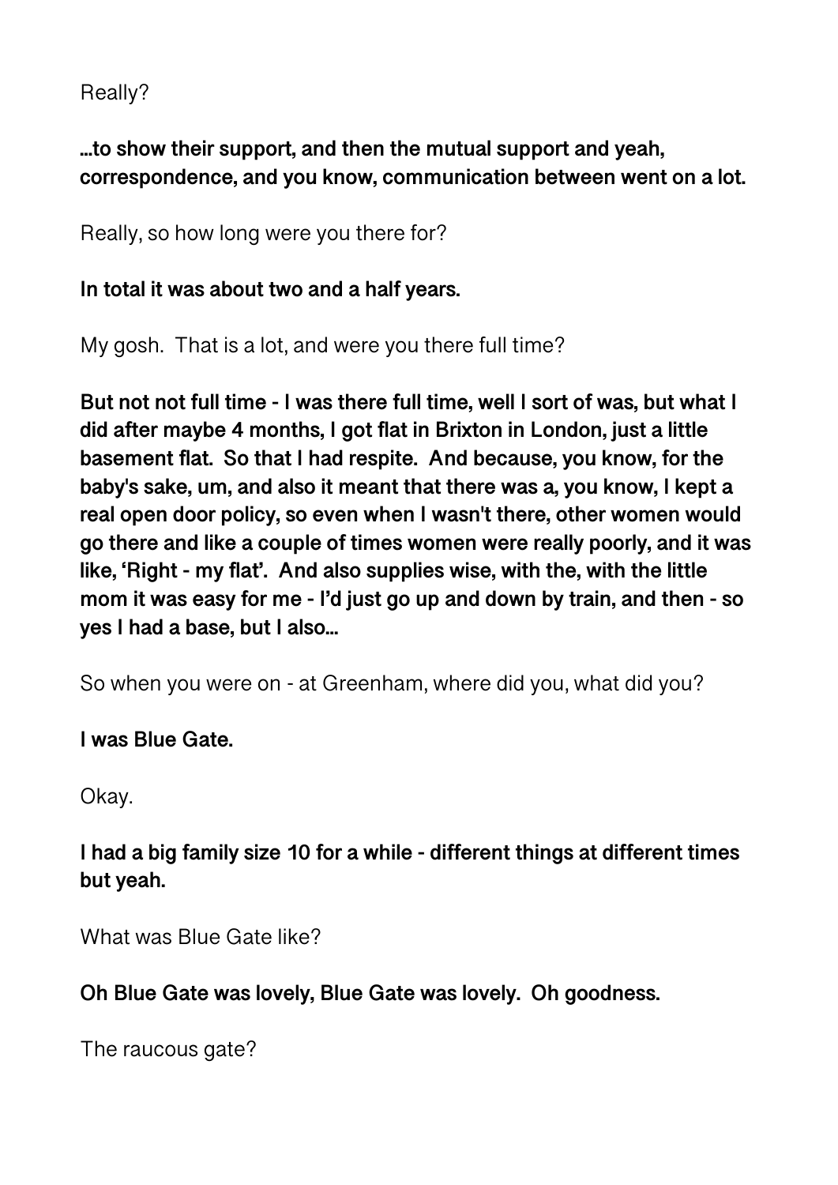Really?

**...to show their support, and then the mutual support and yeah, correspondence, and you know, communication between went on a lot.**

Really, so how long were you there for?

**In total it was about two and a half years.**

My gosh.  That is a lot, and were you there full time?

**But not not full time - I was there full time, well I sort of was, but what I did after maybe 4 months, I got flat in Brixton in London, just a little basement flat.  So that I had respite.  And because, you know, for the baby's sake, um, and also it meant that there was a, you know, I kept a real open door policy, so even when I wasn't there, other women would go there and like a couple of times women were really poorly, and it was like, 'Right - my flat'.  And also supplies wise, with the, with the little mom it was easy for me - I'd just go up and down by train, and then - so yes I had a base, but I also...**

So when you were on - at Greenham, where did you, what did you?

**I was Blue Gate.**

Okay.

**I had a big family size 10 for a while - different things at different times but yeah.**

What was Blue Gate like?

**Oh Blue Gate was lovely, Blue Gate was lovely.  Oh goodness.**

The raucous gate?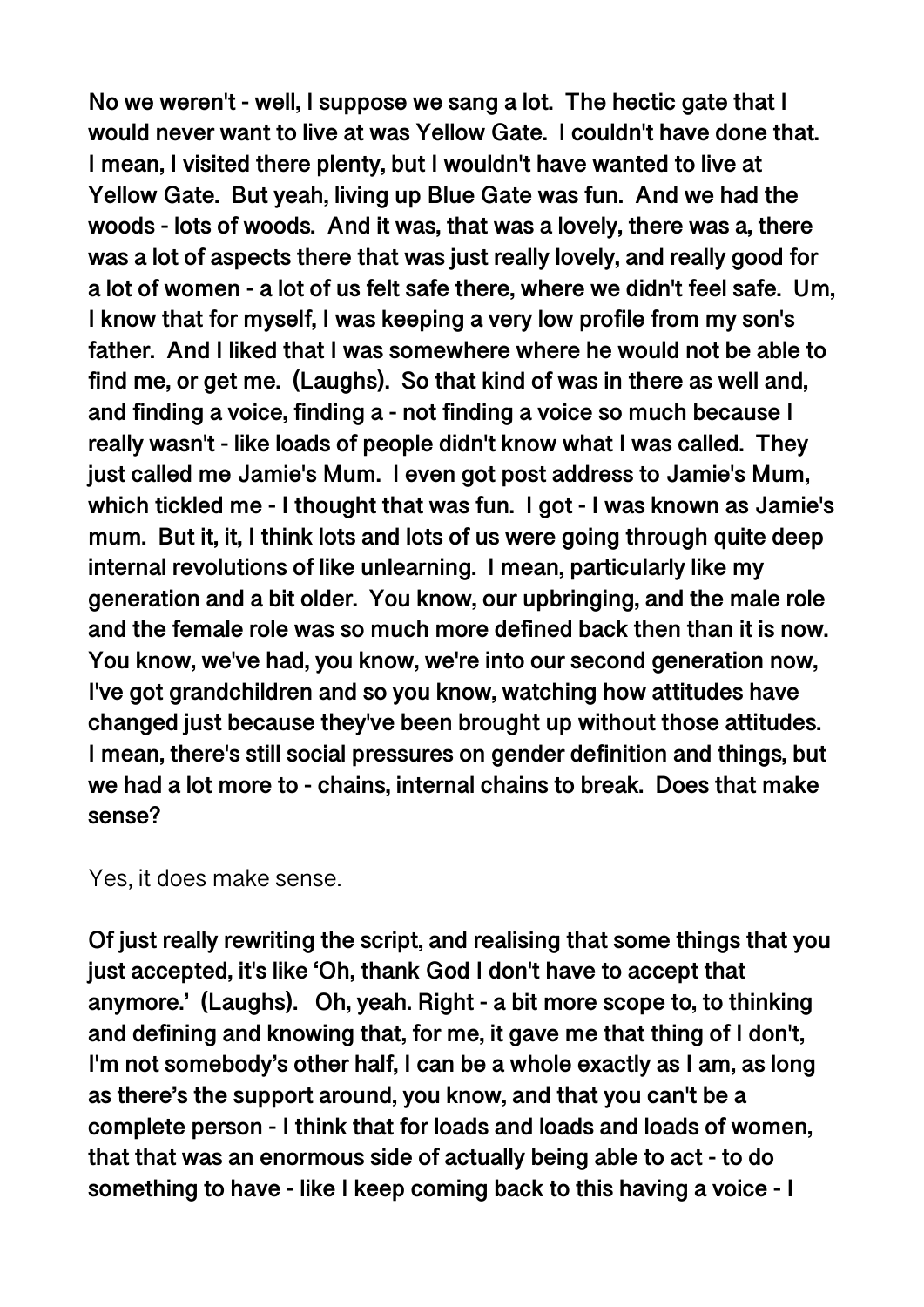**No we weren't - well, I suppose we sang a lot. The hectic gate that I would never want to live at was Yellow Gate. I couldn't have done that. I mean, I visited there plenty, but I wouldn't have wanted to live at Yellow Gate. But yeah, living up Blue Gate was fun. And we had the woods - lots of woods. And it was, that was a lovely, there was a, there was a lot of aspects there that was just really lovely, and really good for a lot of women - a lot of us felt safe there, where we didn't feel safe. Um, I know that for myself, I was keeping a very low profile from my son's father. And I liked that I was somewhere where he would not be able to find me, or get me. (Laughs). So that kind of was in there as well and, and finding a voice, finding a - not finding a voice so much because I really wasn't - like loads of people didn't know what I was called. They just called me Jamie's Mum. I even got post address to Jamie's Mum, which tickled me - I thought that was fun. I got - I was known as Jamie's mum. But it, it, I think lots and lots of us were going through quite deep internal revolutions of like unlearning. I mean, particularly like my generation and a bit older. You know, our upbringing, and the male role and the female role was so much more defined back then than it is now. You know, we've had, you know, we're into our second generation now, I've got grandchildren and so you know, watching how attitudes have changed just because they've been brought up without those attitudes. I mean, there's still social pressures on gender definition and things, but we had a lot more to - chains, internal chains to break. Does that make sense?**

Yes, it does make sense.

**Of just really rewriting the script, and realising that some things that you just accepted, it's like 'Oh, thank God I don't have to accept that anymore.' (Laughs). Oh, yeah. Right - a bit more scope to, to thinking and defining and knowing that, for me, it gave me that thing of I don't, I'm not somebody's other half, I can be a whole exactly as I am, as long as there's the support around, you know, and that you can't be a complete person - I think that for loads and loads and loads of women, that that was an enormous side of actually being able to act - to do something to have - like I keep coming back to this having a voice - I**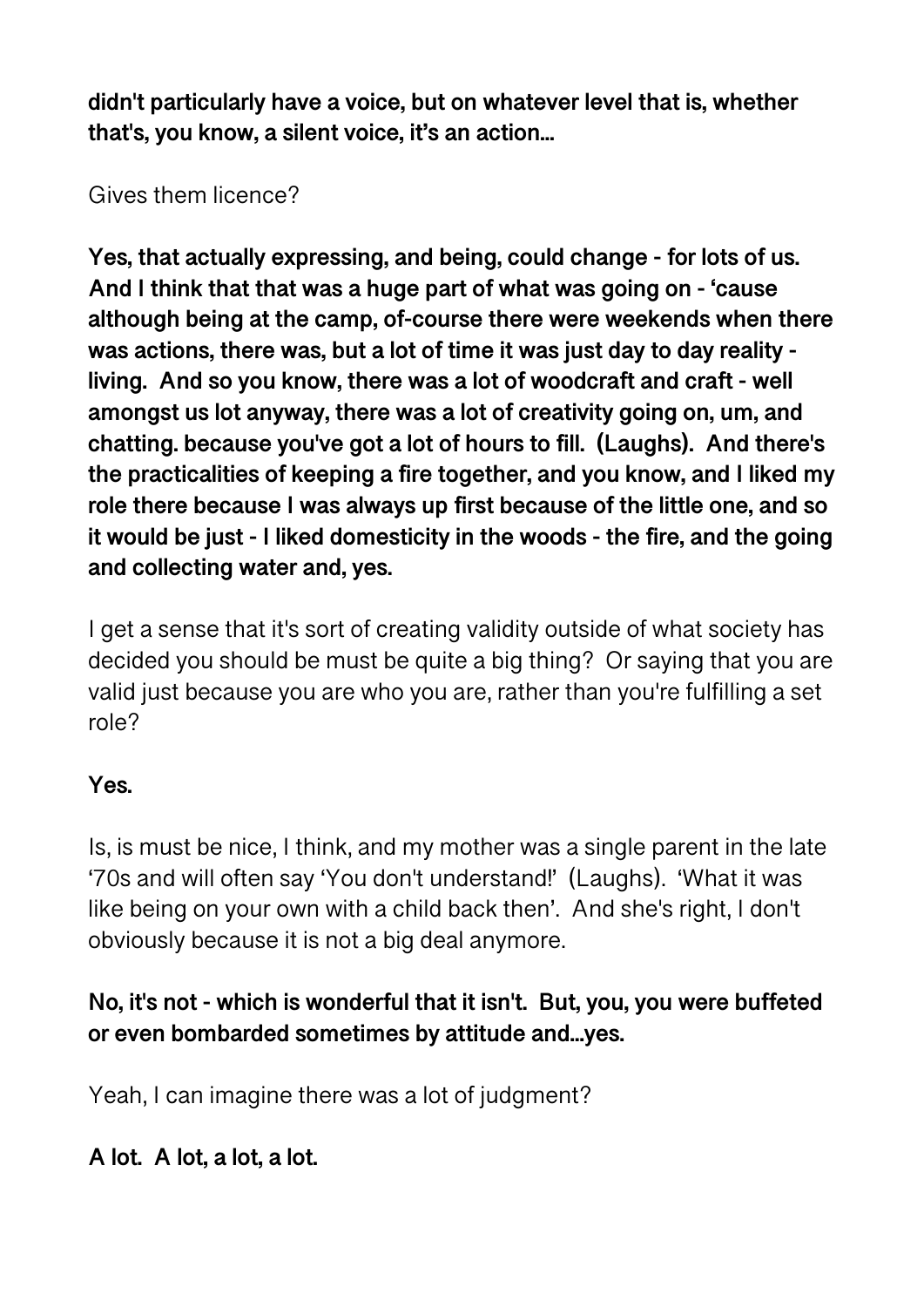**didn't particularly have a voice, but on whatever level that is, whether that's, you know, a silent voice, it's an action...**

Gives them licence?

**Yes, that actually expressing, and being, could change - for lots of us. And I think that that was a huge part of what was going on - 'cause although being at the camp, of-course there were weekends when there was actions, there was, but a lot of time it was just day to day reality - living. And so you know, there was a lot of woodcraft and craft - well amongst us lot anyway, there was a lot of creativity going on, um, and chatting. because you've got a lot of hours to fill. (Laughs). And there's the practicalities of keeping a fire together, and you know, and I liked my role there because I was always up first because of the little one, and so it would be just - I liked domesticity in the woods - the fire, and the going and collecting water and, yes.**

I get a sense that it's sort of creating validity outside of what society has decided you should be must be quite a big thing? Or saying that you are valid just because you are who you are, rather than you're fulfilling a set role?

**Yes.**

Is, is must be nice, I think, and my mother was a single parent in the late '70s and will often say 'You don't understand!' (Laughs). 'What it was like being on your own with a child back then'. And she's right, I don't obviously because it is not a big deal anymore.

**No, it's not - which is wonderful that it isn't. But, you, you were buffeted or even bombarded sometimes by attitude and...yes.**

Yeah, I can imagine there was a lot of judgment?

**A lot. A lot, a lot, a lot.**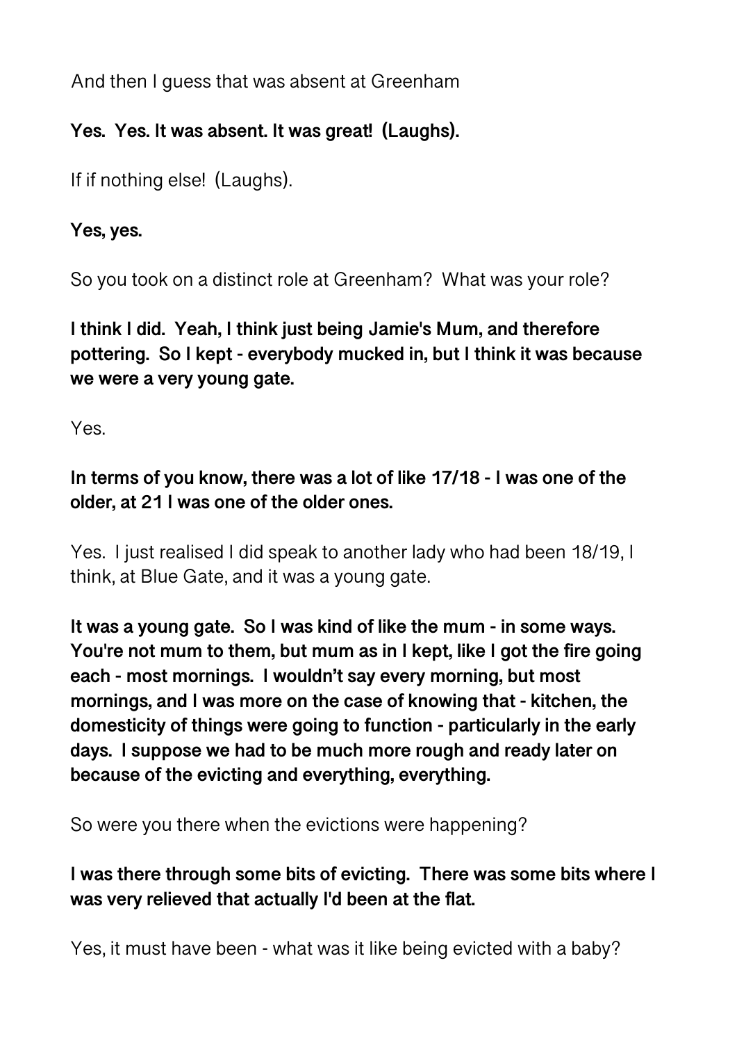And then I guess that was absent at Greenham

**Yes. Yes. It was absent. It was great! (Laughs).**

If if nothing else! (Laughs).

**Yes, yes.**

So you took on a distinct role at Greenham? What was your role?

**I think I did. Yeah, I think just being Jamie's Mum, and therefore pottering. So I kept - everybody mucked in, but I think it was because we were a very young gate.**

Yes.

**In terms of you know, there was a lot of like 17/18 - I was one of the older, at 21 I was one of the older ones.**

Yes. I just realised I did speak to another lady who had been 18/19, I think, at Blue Gate, and it was a young gate.

**It was a young gate. So I was kind of like the mum - in some ways. You're not mum to them, but mum as in I kept, like I got the fire going each - most mornings. I wouldn't say every morning, but most mornings, and I was more on the case of knowing that - kitchen, the domesticity of things were going to function - particularly in the early days. I suppose we had to be much more rough and ready later on because of the evicting and everything, everything.**

So were you there when the evictions were happening?

**I was there through some bits of evicting. There was some bits where I was very relieved that actually I'd been at the flat.**

Yes, it must have been - what was it like being evicted with a baby?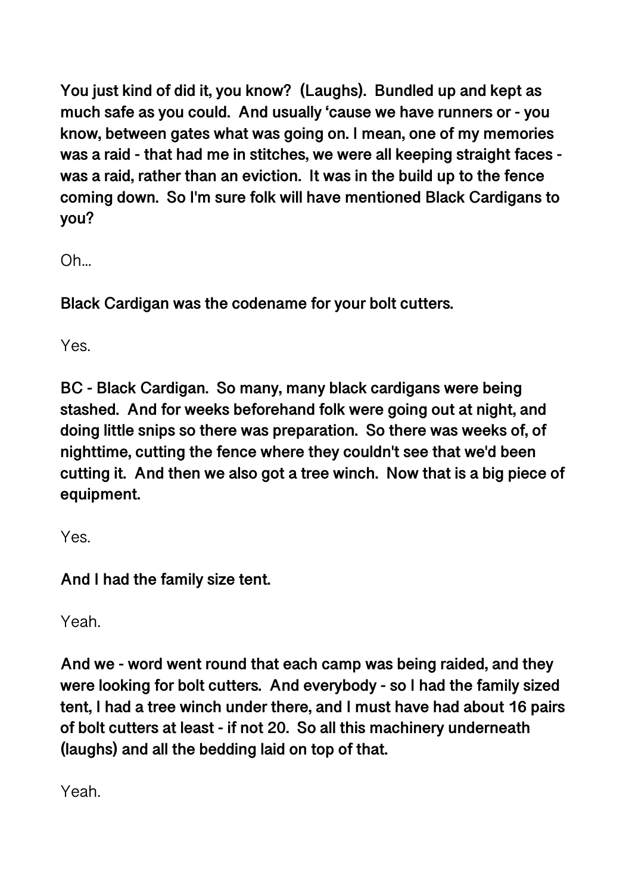**You just kind of did it, you know? (Laughs). Bundled up and kept as much safe as you could. And usually 'cause we have runners or - you know, between gates what was going on. I mean, one of my memories was a raid - that had me in stitches, we were all keeping straight faces - was a raid, rather than an eviction. It was in the build up to the fence coming down. So I'm sure folk will have mentioned Black Cardigans to you?**

Oh…

**Black Cardigan was the codename for your bolt cutters.**

Yes.

**BC - Black Cardigan. So many, many black cardigans were being stashed. And for weeks beforehand folk were going out at night, and doing little snips so there was preparation. So there was weeks of, of nighttime, cutting the fence where they couldn't see that we'd been cutting it. And then we also got a tree winch. Now that is a big piece of equipment.**

Yes.

**And I had the family size tent.**

Yeah.

**And we - word went round that each camp was being raided, and they were looking for bolt cutters. And everybody - so I had the family sized tent, I had a tree winch under there, and I must have had about 16 pairs of bolt cutters at least - if not 20. So all this machinery underneath (laughs) and all the bedding laid on top of that.**

Yeah.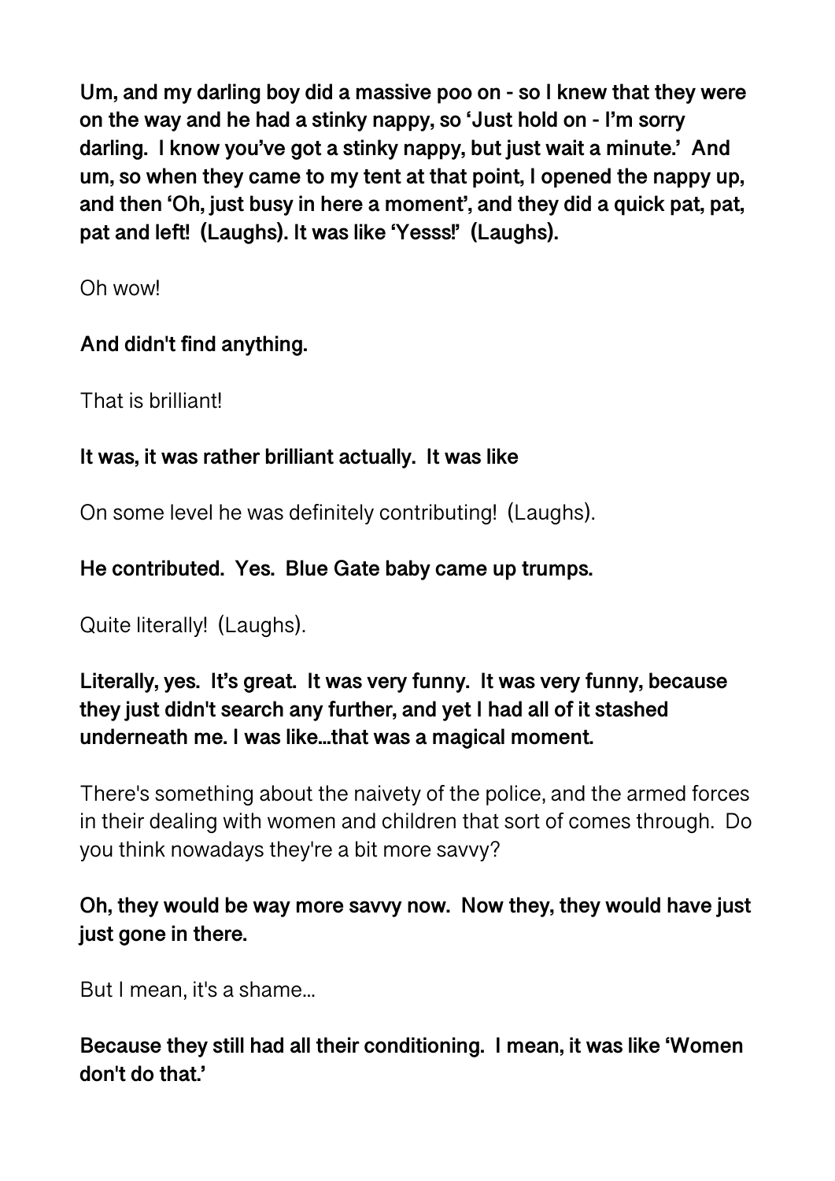**Um, and my darling boy did a massive poo on - so I knew that they were on the way and he had a stinky nappy, so 'Just hold on - I'm sorry darling. I know you've got a stinky nappy, but just wait a minute.' And um, so when they came to my tent at that point, I opened the nappy up, and then 'Oh, just busy in here a moment', and they did a quick pat, pat, pat and left! (Laughs). It was like 'Yesss!' (Laughs).**

Oh wow!

**And didn't find anything.**

That is brilliant!

**It was, it was rather brilliant actually. It was like**

On some level he was definitely contributing! (Laughs).

**He contributed. Yes. Blue Gate baby came up trumps.**

Quite literally! (Laughs).

**Literally, yes. It's great. It was very funny. It was very funny, because they just didn't search any further, and yet I had all of it stashed underneath me. I was like...that was a magical moment.**

There's something about the naivety of the police, and the armed forces in their dealing with women and children that sort of comes through. Do you think nowadays they're a bit more savvy?

**Oh, they would be way more savvy now. Now they, they would have just just gone in there.**

But I mean, it's a shame...

**Because they still had all their conditioning. I mean, it was like 'Women don't do that.'**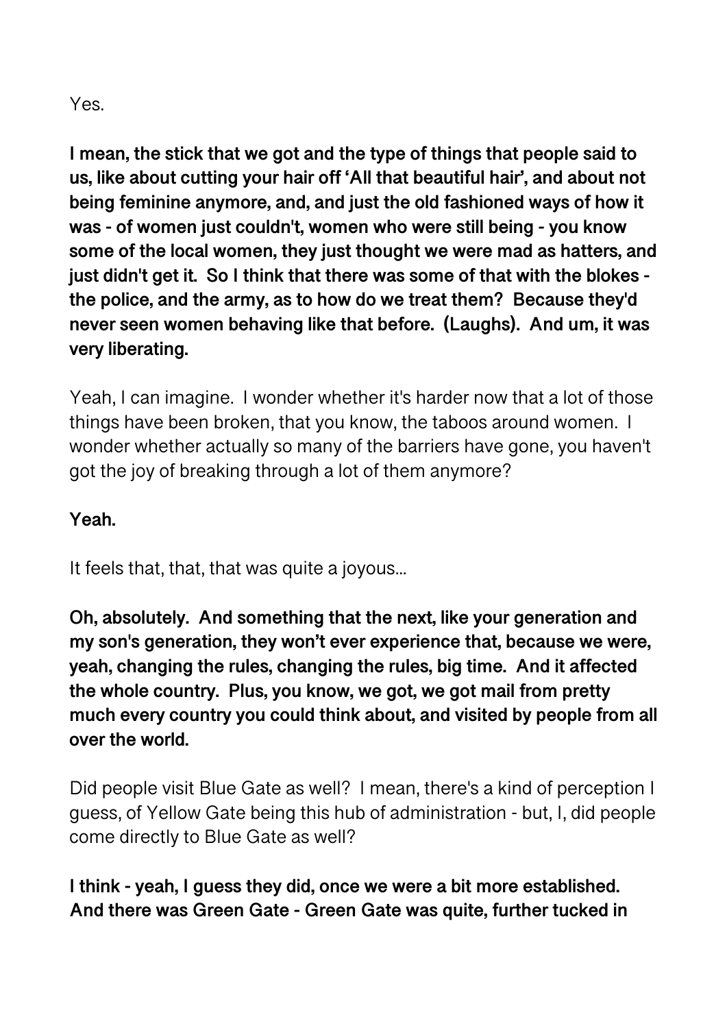Yes.

**I mean, the stick that we got and the type of things that people said to us, like about cutting your hair off 'All that beautiful hair', and about not being feminine anymore, and, and just the old fashioned ways of how it was - of women just couldn't, women who were still being - you know some of the local women, they just thought we were mad as hatters, and just didn't get it. So I think that there was some of that with the blokes - the police, and the army, as to how do we treat them? Because they'd never seen women behaving like that before. (Laughs). And um, it was very liberating.**

Yeah, I can imagine. I wonder whether it's harder now that a lot of those things have been broken, that you know, the taboos around women. I wonder whether actually so many of the barriers have gone, you haven't got the joy of breaking through a lot of them anymore?

**Yeah.**

It feels that, that, that was quite a joyous...

**Oh, absolutely. And something that the next, like your generation and my son's generation, they won't ever experience that, because we were, yeah, changing the rules, changing the rules, big time. And it affected the whole country. Plus, you know, we got, we got mail from pretty much every country you could think about, and visited by people from all over the world.**

Did people visit Blue Gate as well? I mean, there's a kind of perception I guess, of Yellow Gate being this hub of administration - but, I, did people come directly to Blue Gate as well?

**I think - yeah, I guess they did, once we were a bit more established. And there was Green Gate - Green Gate was quite, further tucked in**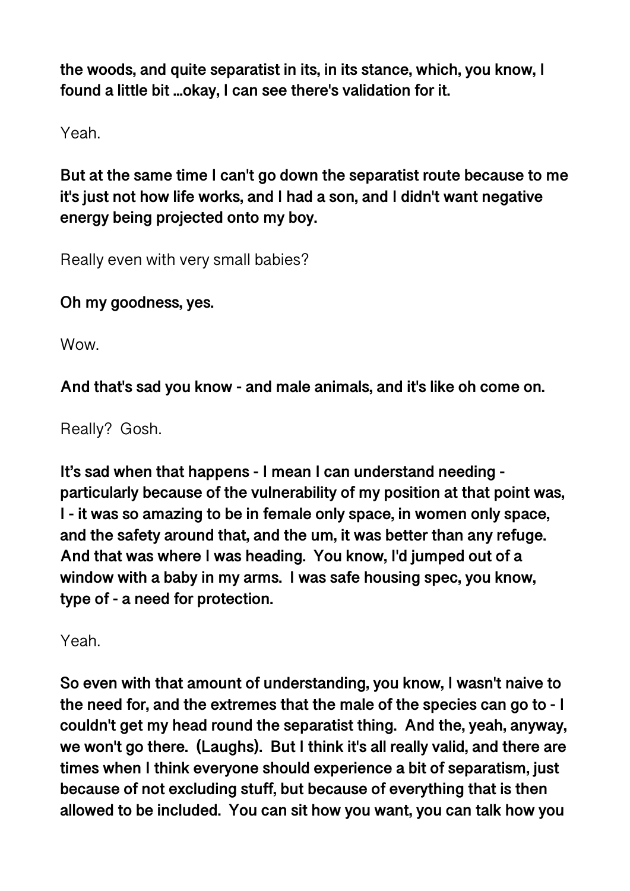**the woods, and quite separatist in its, in its stance, which, you know, I found a little bit ...okay, I can see there's validation for it.**

Yeah.

**But at the same time I can't go down the separatist route because to me it's just not how life works, and I had a son, and I didn't want negative energy being projected onto my boy.**

Really even with very small babies?

**Oh my goodness, yes.**

Wow.

**And that's sad you know - and male animals, and it's like oh come on.**

Really? Gosh.

**It's sad when that happens - I mean I can understand needing - particularly because of the vulnerability of my position at that point was, I - it was so amazing to be in female only space, in women only space, and the safety around that, and the um, it was better than any refuge. And that was where I was heading. You know, I'd jumped out of a window with a baby in my arms. I was safe housing spec, you know, type of - a need for protection.**

Yeah.

**So even with that amount of understanding, you know, I wasn't naive to the need for, and the extremes that the male of the species can go to - I couldn't get my head round the separatist thing. And the, yeah, anyway, we won't go there. (Laughs). But I think it's all really valid, and there are times when I think everyone should experience a bit of separatism, just because of not excluding stuff, but because of everything that is then allowed to be included. You can sit how you want, you can talk how you**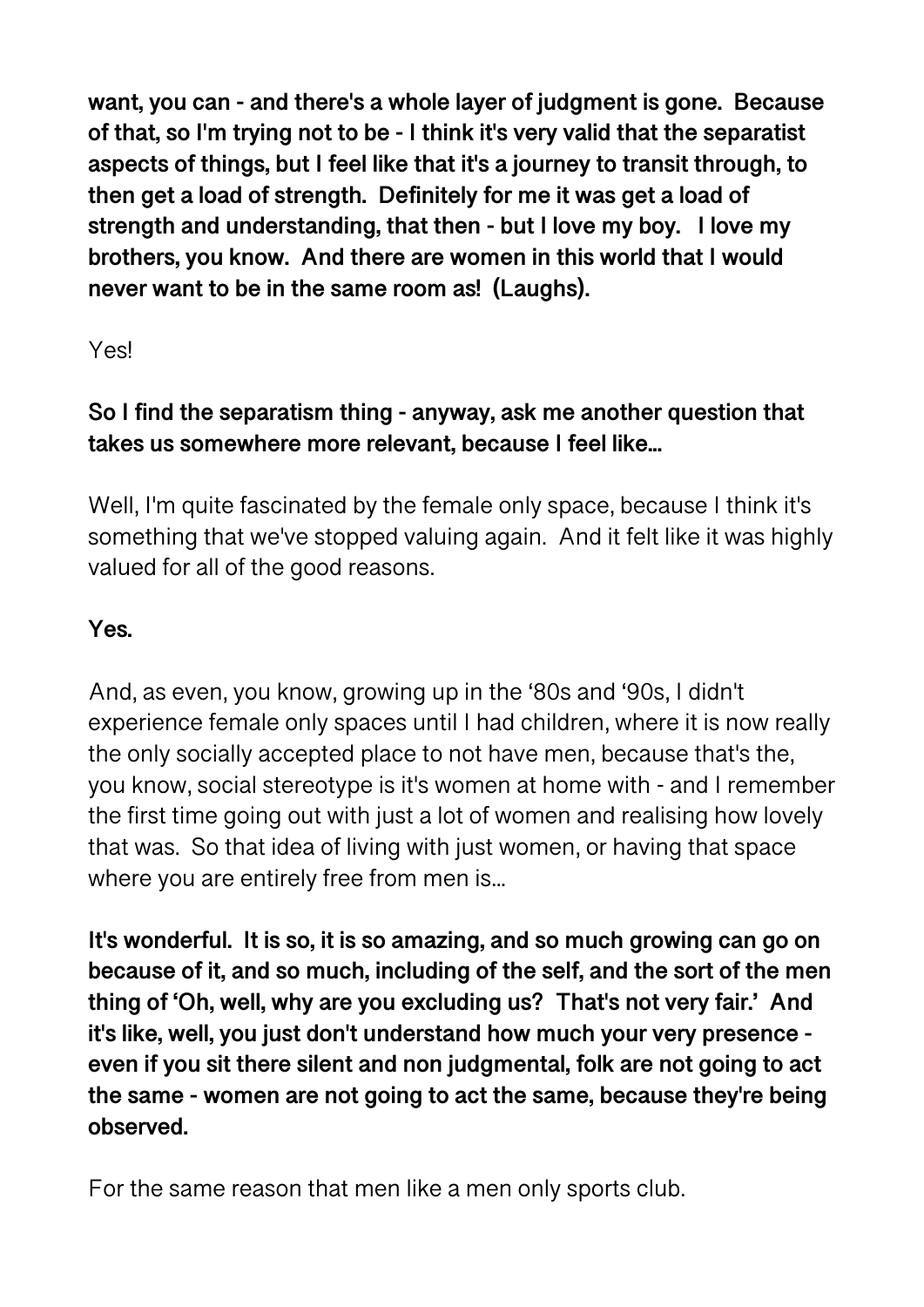**want, you can - and there's a whole layer of judgment is gone. Because of that, so I'm trying not to be - I think it's very valid that the separatist aspects of things, but I feel like that it's a journey to transit through, to then get a load of strength. Definitely for me it was get a load of strength and understanding, that then - but I love my boy. I love my brothers, you know. And there are women in this world that I would never want to be in the same room as! (Laughs).**

Yes!

**So I find the separatism thing - anyway, ask me another question that takes us somewhere more relevant, because I feel like…**

Well, I'm quite fascinated by the female only space, because I think it's something that we've stopped valuing again. And it felt like it was highly valued for all of the good reasons.

**Yes.**

And, as even, you know, growing up in the '80s and '90s, I didn't experience female only spaces until I had children, where it is now really the only socially accepted place to not have men, because that's the, you know, social stereotype is it's women at home with - and I remember the first time going out with just a lot of women and realising how lovely that was. So that idea of living with just women, or having that space where you are entirely free from men is…

**It's wonderful. It is so, it is so amazing, and so much growing can go on because of it, and so much, including of the self, and the sort of the men thing of 'Oh, well, why are you excluding us? That's not very fair.' And it's like, well, you just don't understand how much your very presence - even if you sit there silent and non judgmental, folk are not going to act the same - women are not going to act the same, because they're being observed.**

For the same reason that men like a men only sports club.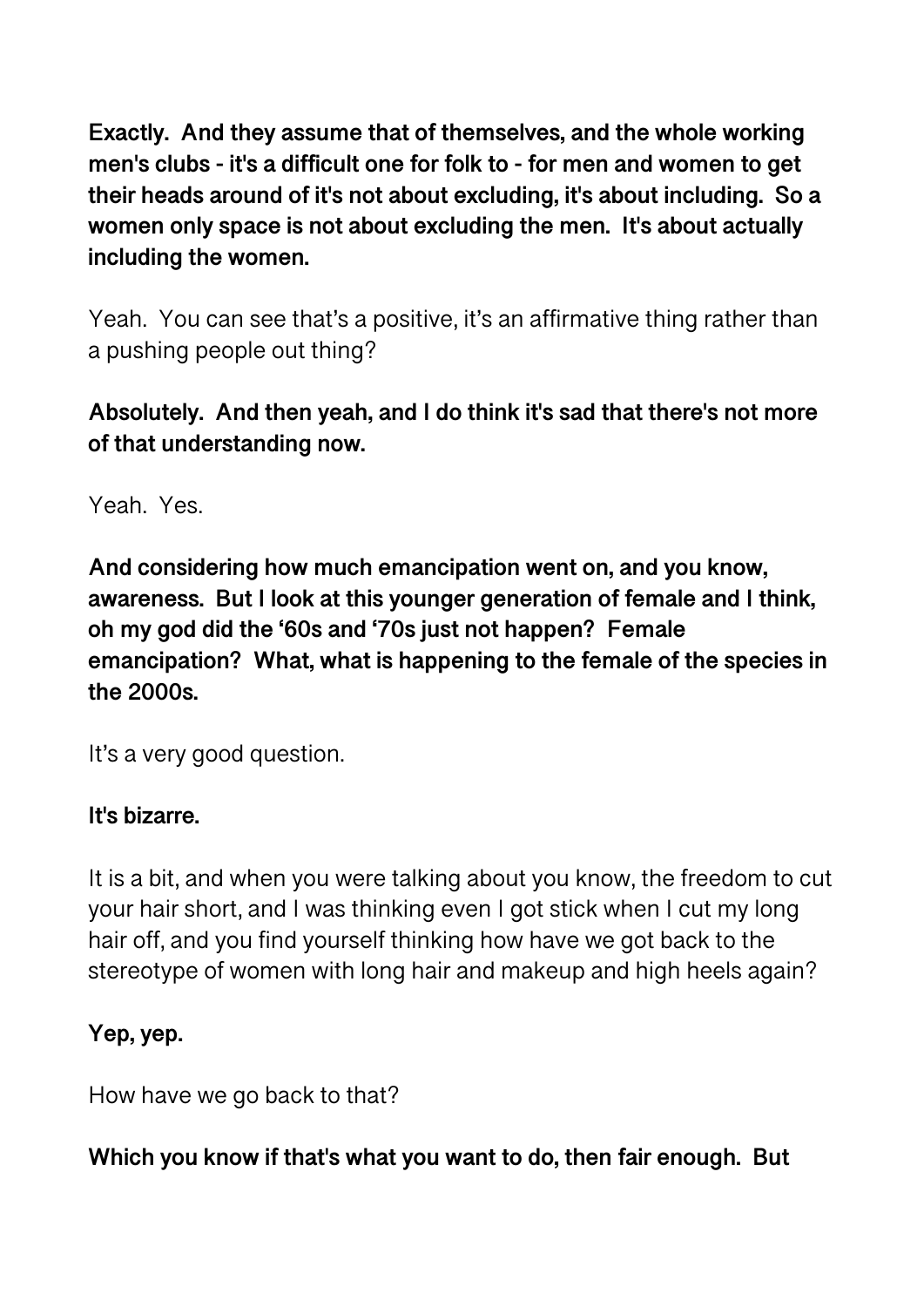**Exactly. And they assume that of themselves, and the whole working men's clubs - it's a difficult one for folk to - for men and women to get their heads around of it's not about excluding, it's about including. So a women only space is not about excluding the men. It's about actually including the women.**

Yeah. You can see that's a positive, it's an affirmative thing rather than a pushing people out thing?

**Absolutely. And then yeah, and I do think it's sad that there's not more of that understanding now.**

Yeah. Yes.

**And considering how much emancipation went on, and you know, awareness. But I look at this younger generation of female and I think, oh my god did the '60s and '70s just not happen? Female emancipation? What, what is happening to the female of the species in the 2000s.**

It's a very good question.

**It's bizarre.**

It is a bit, and when you were talking about you know, the freedom to cut your hair short, and I was thinking even I got stick when I cut my long hair off, and you find yourself thinking how have we got back to the stereotype of women with long hair and makeup and high heels again?

**Yep, yep.**

How have we go back to that?

**Which you know if that's what you want to do, then fair enough. But**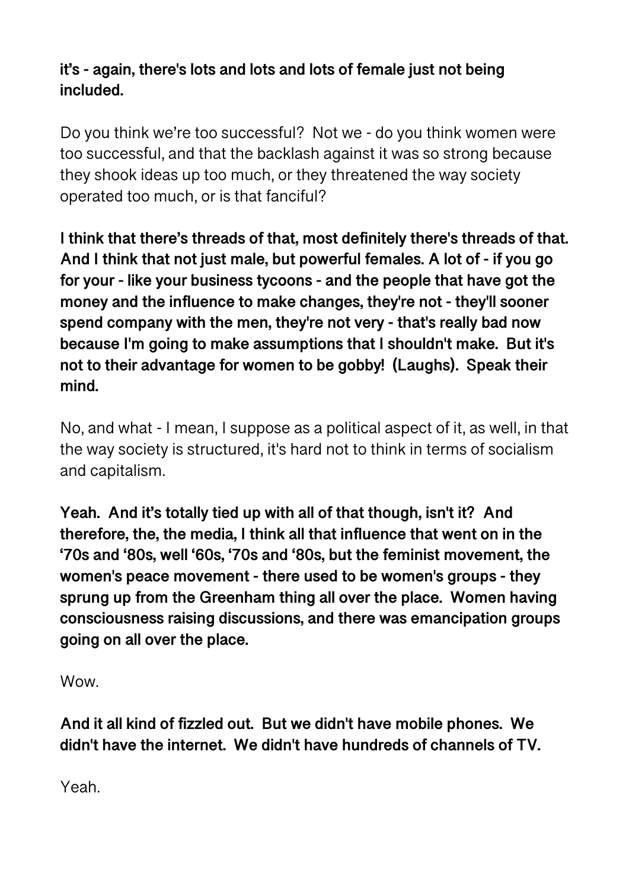**it's - again, there's lots and lots and lots of female just not being included.**

Do you think we're too successful? Not we - do you think women were too successful, and that the backlash against it was so strong because they shook ideas up too much, or they threatened the way society operated too much, or is that fanciful?

**I think that there's threads of that, most definitely there's threads of that. And I think that not just male, but powerful females. A lot of - if you go for your - like your business tycoons - and the people that have got the money and the influence to make changes, they're not - they'll sooner spend company with the men, they're not very - that's really bad now because I'm going to make assumptions that I shouldn't make. But it's not to their advantage for women to be gobby! (Laughs). Speak their mind.**

No, and what - I mean, I suppose as a political aspect of it, as well, in that the way society is structured, it's hard not to think in terms of socialism and capitalism.

**Yeah. And it's totally tied up with all of that though, isn't it? And therefore, the, the media, I think all that influence that went on in the '70s and '80s, well '60s, '70s and '80s, but the feminist movement, the women's peace movement - there used to be women's groups - they sprung up from the Greenham thing all over the place. Women having consciousness raising discussions, and there was emancipation groups going on all over the place.**

Wow.

**And it all kind of fizzled out. But we didn't have mobile phones. We didn't have the internet. We didn't have hundreds of channels of TV.**

Yeah.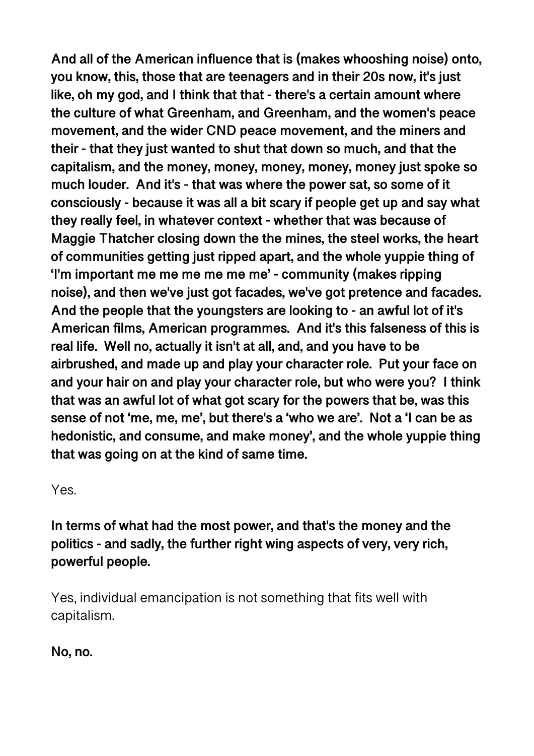**And all of the American influence that is (makes whooshing noise) onto, you know, this, those that are teenagers and in their 20s now, it's just like, oh my god, and I think that that - there's a certain amount where the culture of what Greenham, and Greenham, and the women's peace movement, and the wider CND peace movement, and the miners and their - that they just wanted to shut that down so much, and that the capitalism, and the money, money, money, money, money just spoke so much louder. And it's - that was where the power sat, so some of it consciously - because it was all a bit scary if people get up and say what they really feel, in whatever context - whether that was because of Maggie Thatcher closing down the the mines, the steel works, the heart of communities getting just ripped apart, and the whole yuppie thing of 'I'm important me me me me me me' - community (makes ripping noise), and then we've just got facades, we've got pretence and facades. And the people that the youngsters are looking to - an awful lot of it's American films, American programmes. And it's this falseness of this is real life. Well no, actually it isn't at all, and, and you have to be airbrushed, and made up and play your character role. Put your face on and your hair on and play your character role, but who were you? I think that was an awful lot of what got scary for the powers that be, was this sense of not 'me, me, me', but there's a 'who we are'. Not a 'I can be as hedonistic, and consume, and make money', and the whole yuppie thing that was going on at the kind of same time.**

Yes.

**In terms of what had the most power, and that's the money and the politics - and sadly, the further right wing aspects of very, very rich, powerful people.**

Yes, individual emancipation is not something that fits well with capitalism.

**No, no.**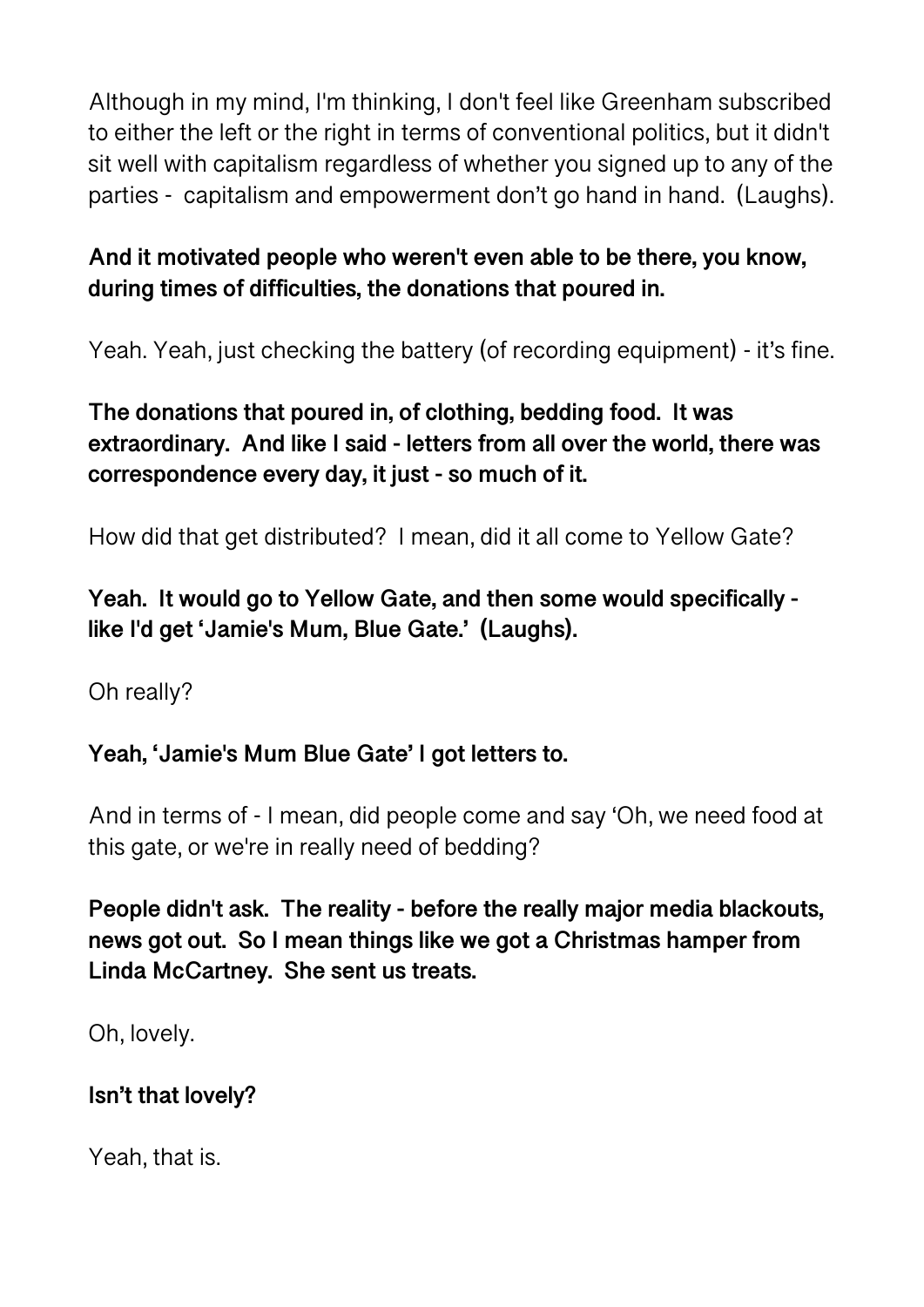Although in my mind, I'm thinking, I don't feel like Greenham subscribed to either the left or the right in terms of conventional politics, but it didn't sit well with capitalism regardless of whether you signed up to any of the parties - capitalism and empowerment don't go hand in hand. (Laughs).

**And it motivated people who weren't even able to be there, you know, during times of difficulties, the donations that poured in.**

Yeah. Yeah, just checking the battery (of recording equipment) - it's fine.

**The donations that poured in, of clothing, bedding food. It was extraordinary. And like I said - letters from all over the world, there was correspondence every day, it just - so much of it.**

How did that get distributed? I mean, did it all come to Yellow Gate?

**Yeah. It would go to Yellow Gate, and then some would specifically - like I'd get 'Jamie's Mum, Blue Gate.' (Laughs).**

Oh really?

**Yeah, 'Jamie's Mum Blue Gate' I got letters to.**

And in terms of - I mean, did people come and say 'Oh, we need food at this gate, or we're in really need of bedding?

**People didn't ask. The reality - before the really major media blackouts, news got out. So I mean things like we got a Christmas hamper from Linda McCartney. She sent us treats.**

Oh, lovely.

**Isn't that lovely?**

Yeah, that is.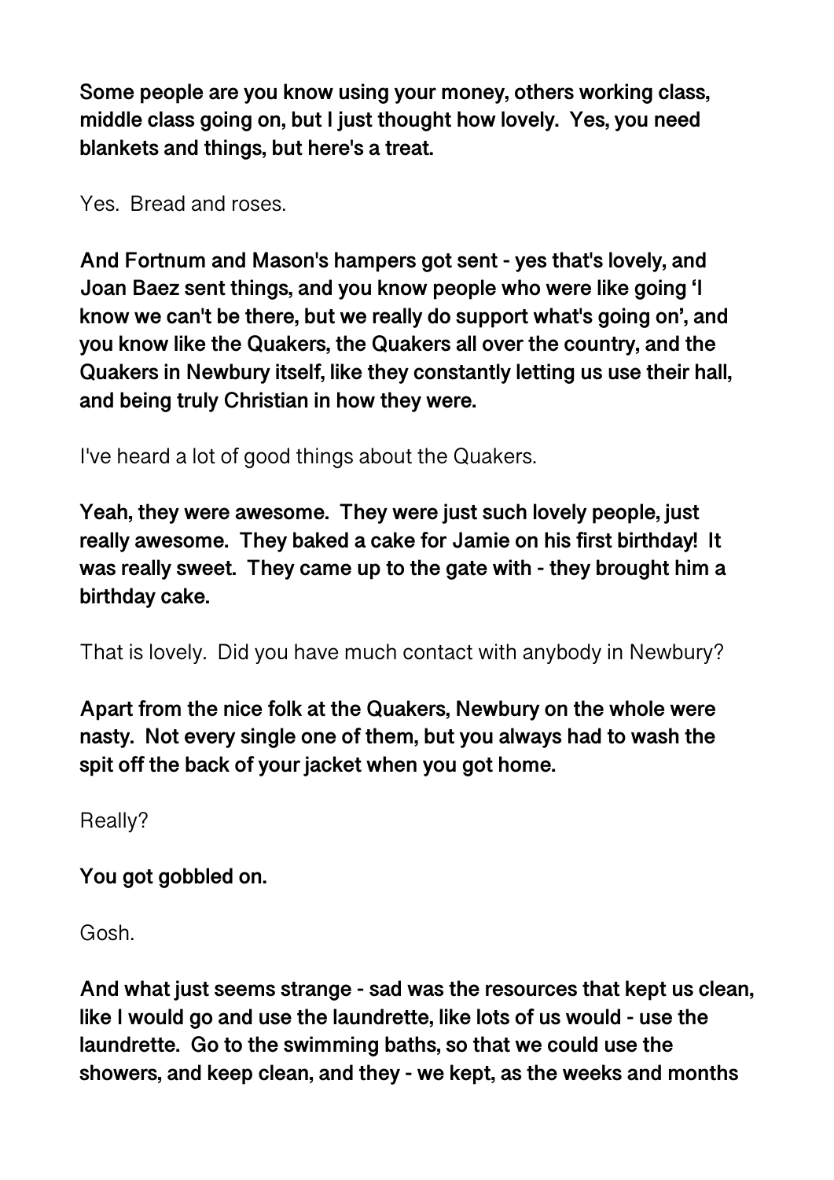**Some people are you know using your money, others working class, middle class going on, but I just thought how lovely. Yes, you need blankets and things, but here's a treat.**

Yes. Bread and roses.

**And Fortnum and Mason's hampers got sent - yes that's lovely, and Joan Baez sent things, and you know people who were like going 'I know we can't be there, but we really do support what's going on', and you know like the Quakers, the Quakers all over the country, and the Quakers in Newbury itself, like they constantly letting us use their hall, and being truly Christian in how they were.**

I've heard a lot of good things about the Quakers.

**Yeah, they were awesome. They were just such lovely people, just really awesome. They baked a cake for Jamie on his first birthday! It was really sweet. They came up to the gate with - they brought him a birthday cake.**

That is lovely. Did you have much contact with anybody in Newbury?

**Apart from the nice folk at the Quakers, Newbury on the whole were nasty. Not every single one of them, but you always had to wash the spit off the back of your jacket when you got home.**

Really?

**You got gobbled on.**

Gosh.

**And what just seems strange - sad was the resources that kept us clean, like I would go and use the laundrette, like lots of us would - use the laundrette. Go to the swimming baths, so that we could use the showers, and keep clean, and they - we kept, as the weeks and months**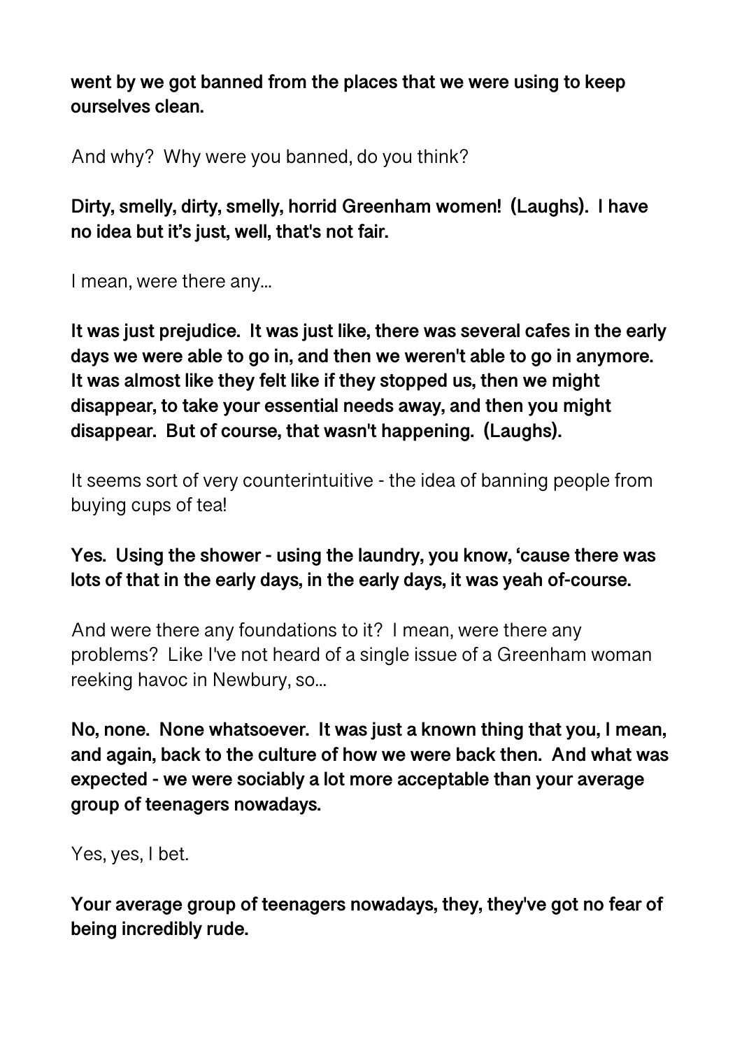**went by we got banned from the places that we were using to keep ourselves clean.**

And why? Why were you banned, do you think?

**Dirty, smelly, dirty, smelly, horrid Greenham women! (Laughs). I have no idea but it's just, well, that's not fair.**

I mean, were there any...

**It was just prejudice. It was just like, there was several cafes in the early days we were able to go in, and then we weren't able to go in anymore. It was almost like they felt like if they stopped us, then we might disappear, to take your essential needs away, and then you might disappear. But of course, that wasn't happening. (Laughs).**

It seems sort of very counterintuitive - the idea of banning people from buying cups of tea!

**Yes. Using the shower - using the laundry, you know, 'cause there was lots of that in the early days, in the early days, it was yeah of-course.**

And were there any foundations to it? I mean, were there any problems? Like I've not heard of a single issue of a Greenham woman reeking havoc in Newbury, so...

**No, none. None whatsoever. It was just a known thing that you, I mean, and again, back to the culture of how we were back then. And what was expected - we were sociably a lot more acceptable than your average group of teenagers nowadays.**

Yes, yes, I bet.

**Your average group of teenagers nowadays, they, they've got no fear of being incredibly rude.**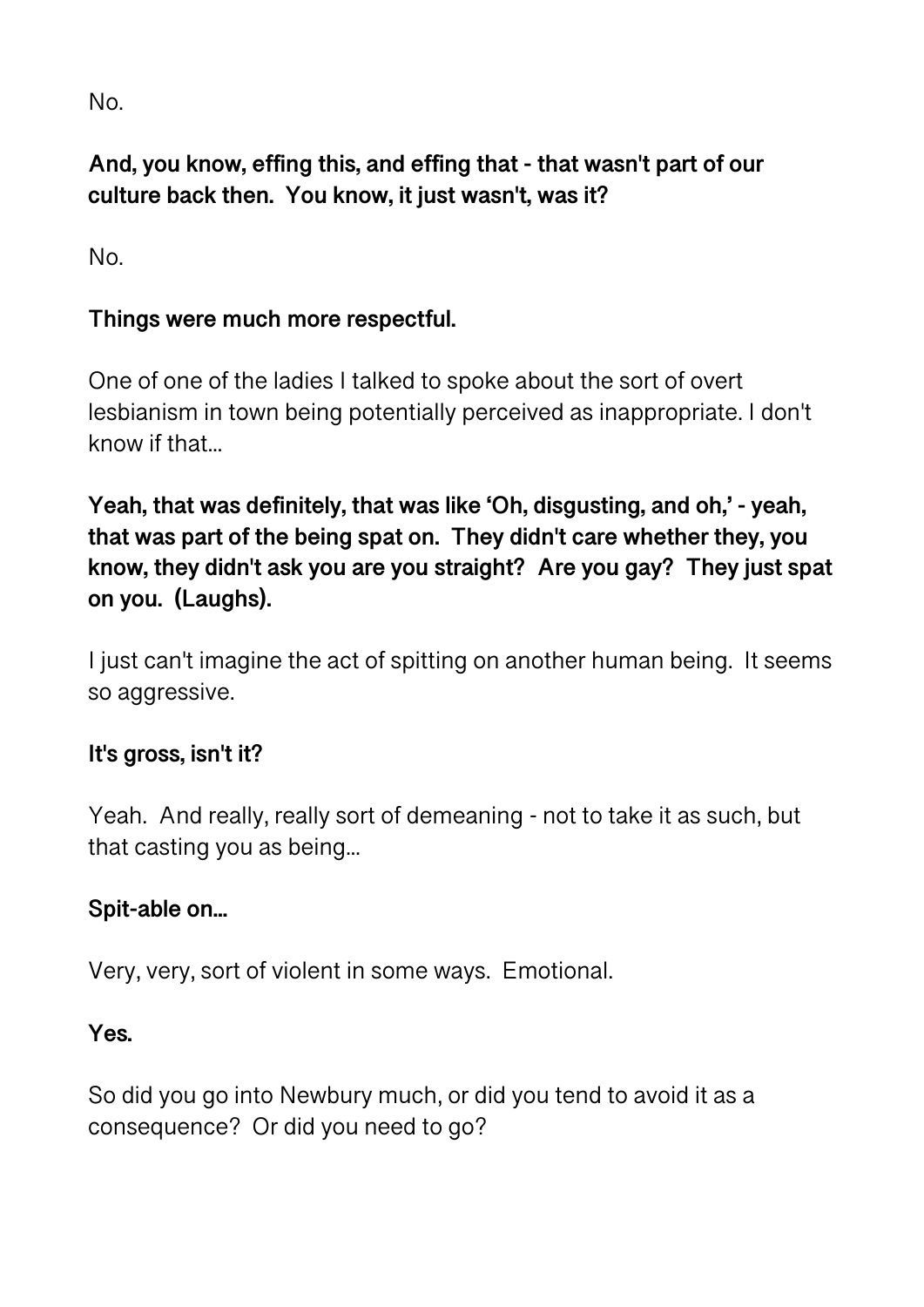No.

**And, you know, effing this, and effing that - that wasn't part of our culture back then. You know, it just wasn't, was it?**

No.

**Things were much more respectful.**

One of one of the ladies I talked to spoke about the sort of overt lesbianism in town being potentially perceived as inappropriate. I don't know if that...

**Yeah, that was definitely, that was like 'Oh, disgusting, and oh,' - yeah, that was part of the being spat on. They didn't care whether they, you know, they didn't ask you are you straight? Are you gay? They just spat on you. (Laughs).**

I just can't imagine the act of spitting on another human being. It seems so aggressive.

**It's gross, isn't it?**

Yeah. And really, really sort of demeaning - not to take it as such, but that casting you as being...

**Spit-able on...**

Very, very, sort of violent in some ways. Emotional.

**Yes.**

So did you go into Newbury much, or did you tend to avoid it as a consequence? Or did you need to go?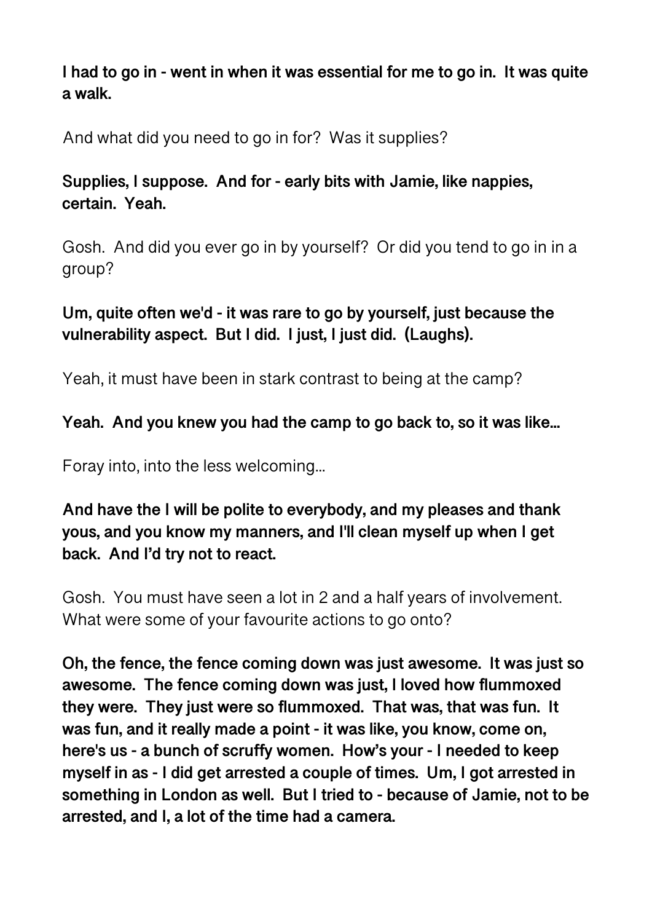**I had to go in - went in when it was essential for me to go in. It was quite a walk.**

And what did you need to go in for? Was it supplies?

**Supplies, I suppose. And for - early bits with Jamie, like nappies, certain. Yeah.**

Gosh. And did you ever go in by yourself? Or did you tend to go in in a group?

**Um, quite often we'd - it was rare to go by yourself, just because the vulnerability aspect. But I did. I just, I just did. (Laughs).**

Yeah, it must have been in stark contrast to being at the camp?

**Yeah. And you knew you had the camp to go back to, so it was like…**

Foray into, into the less welcoming…

**And have the I will be polite to everybody, and my pleases and thank yous, and you know my manners, and I'll clean myself up when I get back. And I'd try not to react.**

Gosh. You must have seen a lot in 2 and a half years of involvement. What were some of your favourite actions to go onto?

**Oh, the fence, the fence coming down was just awesome. It was just so awesome. The fence coming down was just, I loved how flummoxed they were. They just were so flummoxed. That was, that was fun. It was fun, and it really made a point - it was like, you know, come on, here's us - a bunch of scruffy women. How's your - I needed to keep myself in as - I did get arrested a couple of times. Um, I got arrested in something in London as well. But I tried to - because of Jamie, not to be arrested, and I, a lot of the time had a camera.**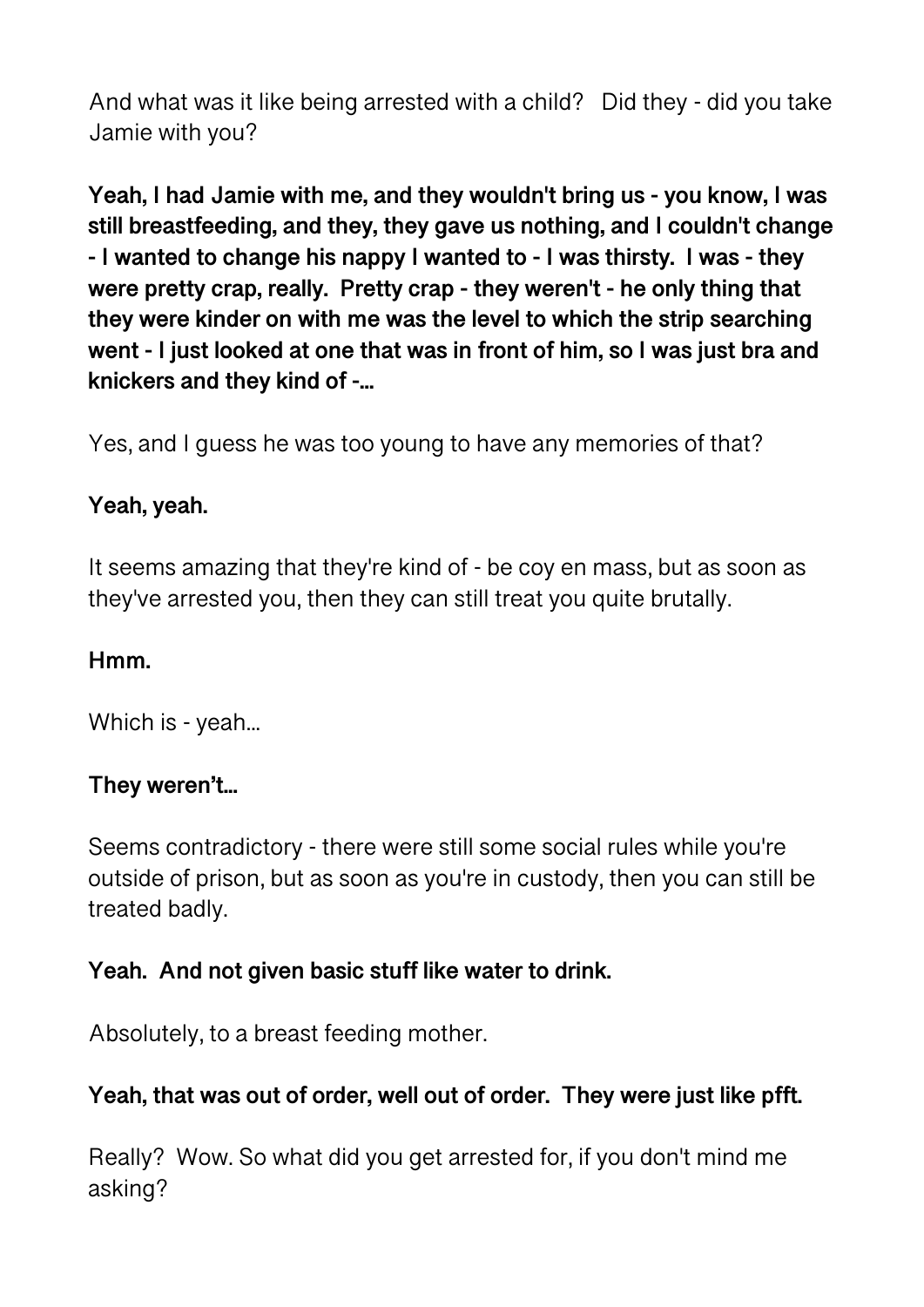And what was it like being arrested with a child? Did they - did you take Jamie with you?

**Yeah, I had Jamie with me, and they wouldn't bring us - you know, I was still breastfeeding, and they, they gave us nothing, and I couldn't change - I wanted to change his nappy I wanted to - I was thirsty. I was - they were pretty crap, really. Pretty crap - they weren't - he only thing that they were kinder on with me was the level to which the strip searching went - I just looked at one that was in front of him, so I was just bra and knickers and they kind of -...**

Yes, and I guess he was too young to have any memories of that?

**Yeah, yeah.**

It seems amazing that they're kind of - be coy en mass, but as soon as they've arrested you, then they can still treat you quite brutally.

**Hmm.**

Which is - yeah...

**They weren't...**

Seems contradictory - there were still some social rules while you're outside of prison, but as soon as you're in custody, then you can still be treated badly.

**Yeah. And not given basic stuff like water to drink.**

Absolutely, to a breast feeding mother.

**Yeah, that was out of order, well out of order. They were just like pfft.**

Really? Wow. So what did you get arrested for, if you don't mind me asking?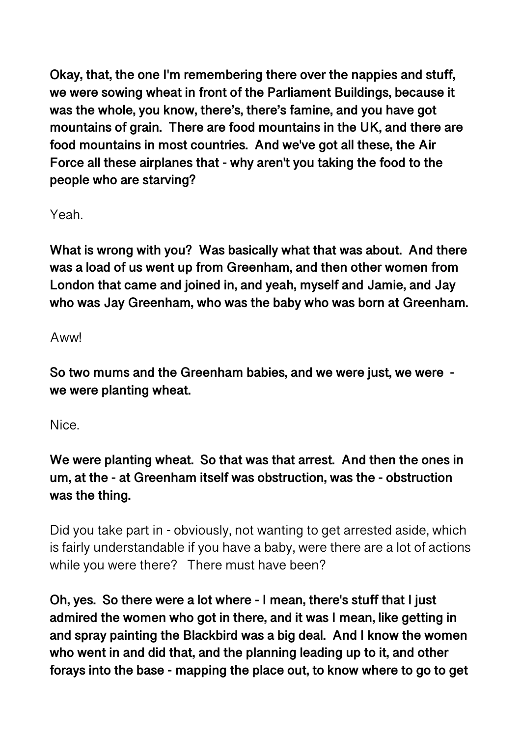**Okay, that, the one I'm remembering there over the nappies and stuff, we were sowing wheat in front of the Parliament Buildings, because it was the whole, you know, there's, there's famine, and you have got mountains of grain. There are food mountains in the UK, and there are food mountains in most countries. And we've got all these, the Air Force all these airplanes that - why aren't you taking the food to the people who are starving?**

Yeah.

**What is wrong with you? Was basically what that was about. And there was a load of us went up from Greenham, and then other women from London that came and joined in, and yeah, myself and Jamie, and Jay who was Jay Greenham, who was the baby who was born at Greenham.**

Aww!

**So two mums and the Greenham babies, and we were just, we were - we were planting wheat.**

Nice.

**We were planting wheat. So that was that arrest. And then the ones in um, at the - at Greenham itself was obstruction, was the - obstruction was the thing.**

Did you take part in - obviously, not wanting to get arrested aside, which is fairly understandable if you have a baby, were there are a lot of actions while you were there? There must have been?

**Oh, yes. So there were a lot where - I mean, there's stuff that I just admired the women who got in there, and it was I mean, like getting in and spray painting the Blackbird was a big deal. And I know the women who went in and did that, and the planning leading up to it, and other forays into the base - mapping the place out, to know where to go to get**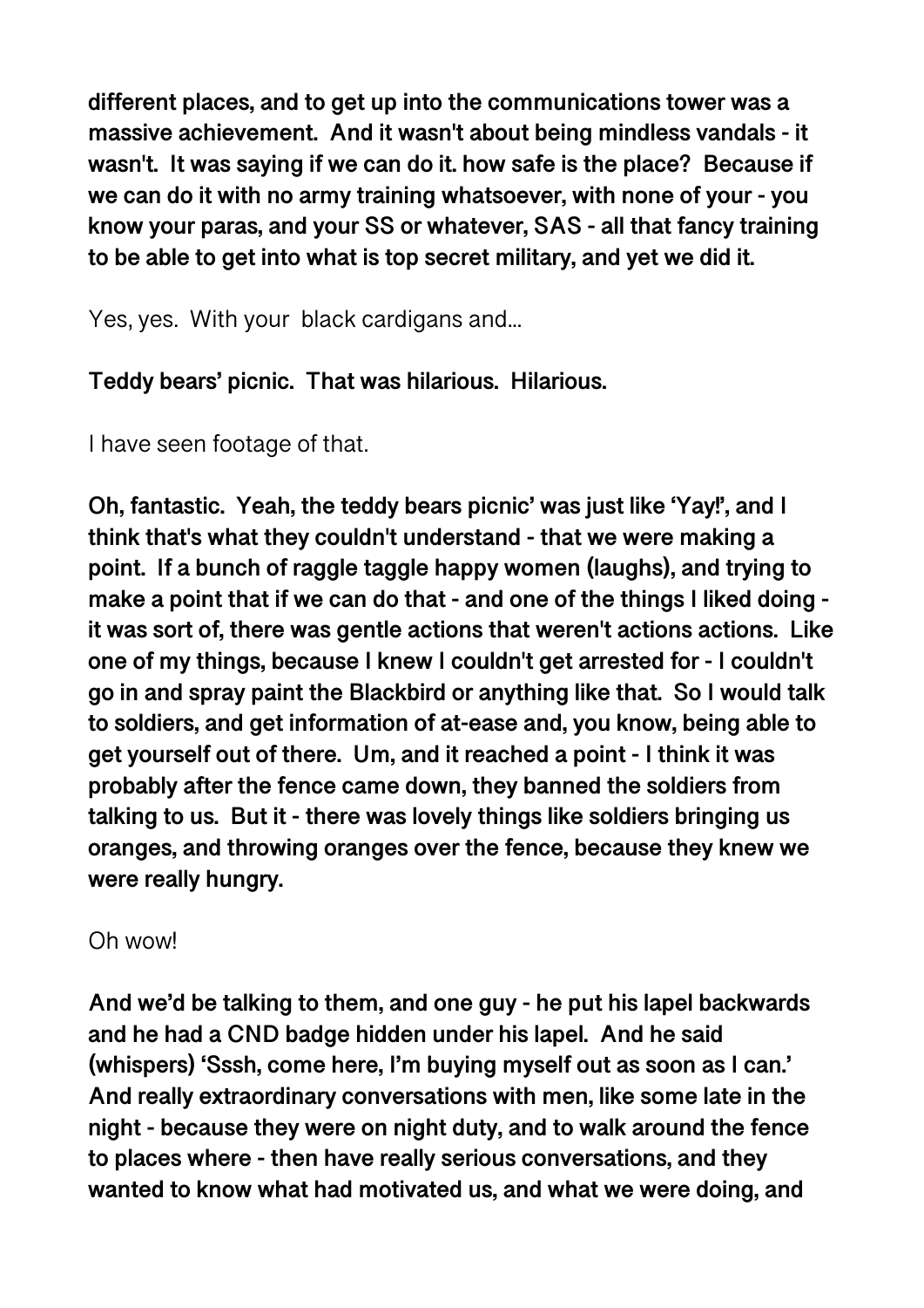**different places, and to get up into the communications tower was a massive achievement. And it wasn't about being mindless vandals - it wasn't. It was saying if we can do it. how safe is the place? Because if we can do it with no army training whatsoever, with none of your - you know your paras, and your SS or whatever, SAS - all that fancy training to be able to get into what is top secret military, and yet we did it.**

Yes, yes. With your black cardigans and...

**Teddy bears' picnic. That was hilarious. Hilarious.**

I have seen footage of that.

**Oh, fantastic. Yeah, the teddy bears picnic' was just like 'Yay!', and I think that's what they couldn't understand - that we were making a point. If a bunch of raggle taggle happy women (laughs), and trying to make a point that if we can do that - and one of the things I liked doing - it was sort of, there was gentle actions that weren't actions actions. Like one of my things, because I knew I couldn't get arrested for - I couldn't go in and spray paint the Blackbird or anything like that. So I would talk to soldiers, and get information of at-ease and, you know, being able to get yourself out of there. Um, and it reached a point - I think it was probably after the fence came down, they banned the soldiers from talking to us. But it - there was lovely things like soldiers bringing us oranges, and throwing oranges over the fence, because they knew we were really hungry.**

Oh wow!

**And we'd be talking to them, and one guy - he put his lapel backwards and he had a CND badge hidden under his lapel. And he said (whispers) 'Sssh, come here, I'm buying myself out as soon as I can.' And really extraordinary conversations with men, like some late in the night - because they were on night duty, and to walk around the fence to places where - then have really serious conversations, and they wanted to know what had motivated us, and what we were doing, and**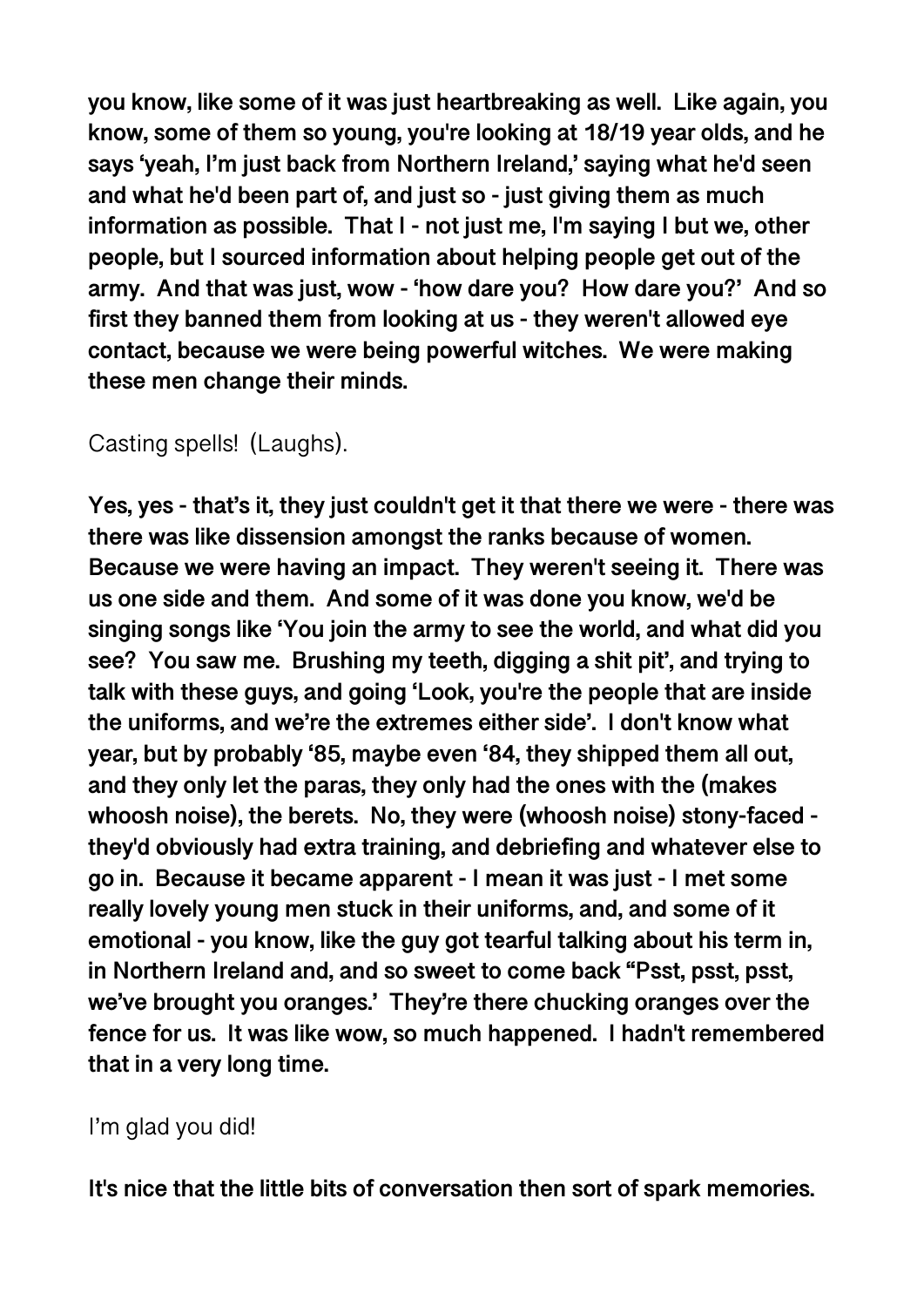**you know, like some of it was just heartbreaking as well. Like again, you know, some of them so young, you're looking at 18/19 year olds, and he says 'yeah, I'm just back from Northern Ireland,' saying what he'd seen and what he'd been part of, and just so - just giving them as much information as possible. That I - not just me, I'm saying I but we, other people, but I sourced information about helping people get out of the army. And that was just, wow - 'how dare you? How dare you?' And so first they banned them from looking at us - they weren't allowed eye contact, because we were being powerful witches. We were making these men change their minds.**

Casting spells! (Laughs).

**Yes, yes - that's it, they just couldn't get it that there we were - there was there was like dissension amongst the ranks because of women. Because we were having an impact. They weren't seeing it. There was us one side and them. And some of it was done you know, we'd be singing songs like 'You join the army to see the world, and what did you see? You saw me. Brushing my teeth, digging a shit pit', and trying to talk with these guys, and going 'Look, you're the people that are inside the uniforms, and we're the extremes either side'. I don't know what year, but by probably '85, maybe even '84, they shipped them all out, and they only let the paras, they only had the ones with the (makes whoosh noise), the berets. No, they were (whoosh noise) stony-faced - they'd obviously had extra training, and debriefing and whatever else to go in. Because it became apparent - I mean it was just - I met some really lovely young men stuck in their uniforms, and, and some of it emotional - you know, like the guy got tearful talking about his term in, in Northern Ireland and, and so sweet to come back "Psst, psst, psst, we've brought you oranges.' They're there chucking oranges over the fence for us. It was like wow, so much happened. I hadn't remembered that in a very long time.**

I'm glad you did!

**It's nice that the little bits of conversation then sort of spark memories.**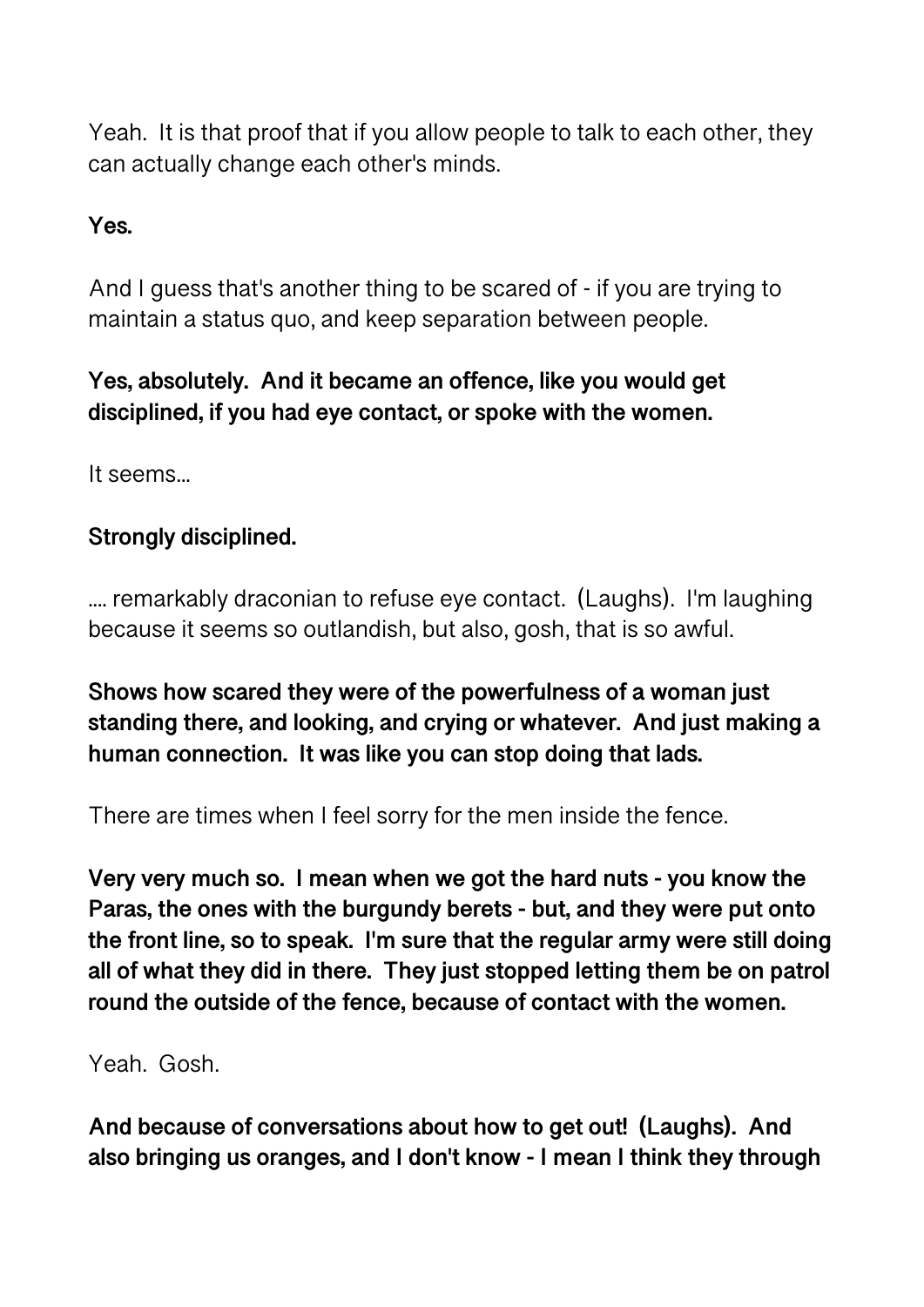Yeah. It is that proof that if you allow people to talk to each other, they can actually change each other's minds.

**Yes.**

And I guess that's another thing to be scared of - if you are trying to maintain a status quo, and keep separation between people.

**Yes, absolutely. And it became an offence, like you would get disciplined, if you had eye contact, or spoke with the women.**

It seems...

**Strongly disciplined.**

.... remarkably draconian to refuse eye contact. (Laughs). I'm laughing because it seems so outlandish, but also, gosh, that is so awful.

**Shows how scared they were of the powerfulness of a woman just standing there, and looking, and crying or whatever. And just making a human connection. It was like you can stop doing that lads.**

There are times when I feel sorry for the men inside the fence.

**Very very much so. I mean when we got the hard nuts - you know the Paras, the ones with the burgundy berets - but, and they were put onto the front line, so to speak. I'm sure that the regular army were still doing all of what they did in there. They just stopped letting them be on patrol round the outside of the fence, because of contact with the women.**

Yeah. Gosh.

**And because of conversations about how to get out! (Laughs). And also bringing us oranges, and I don't know - I mean I think they through**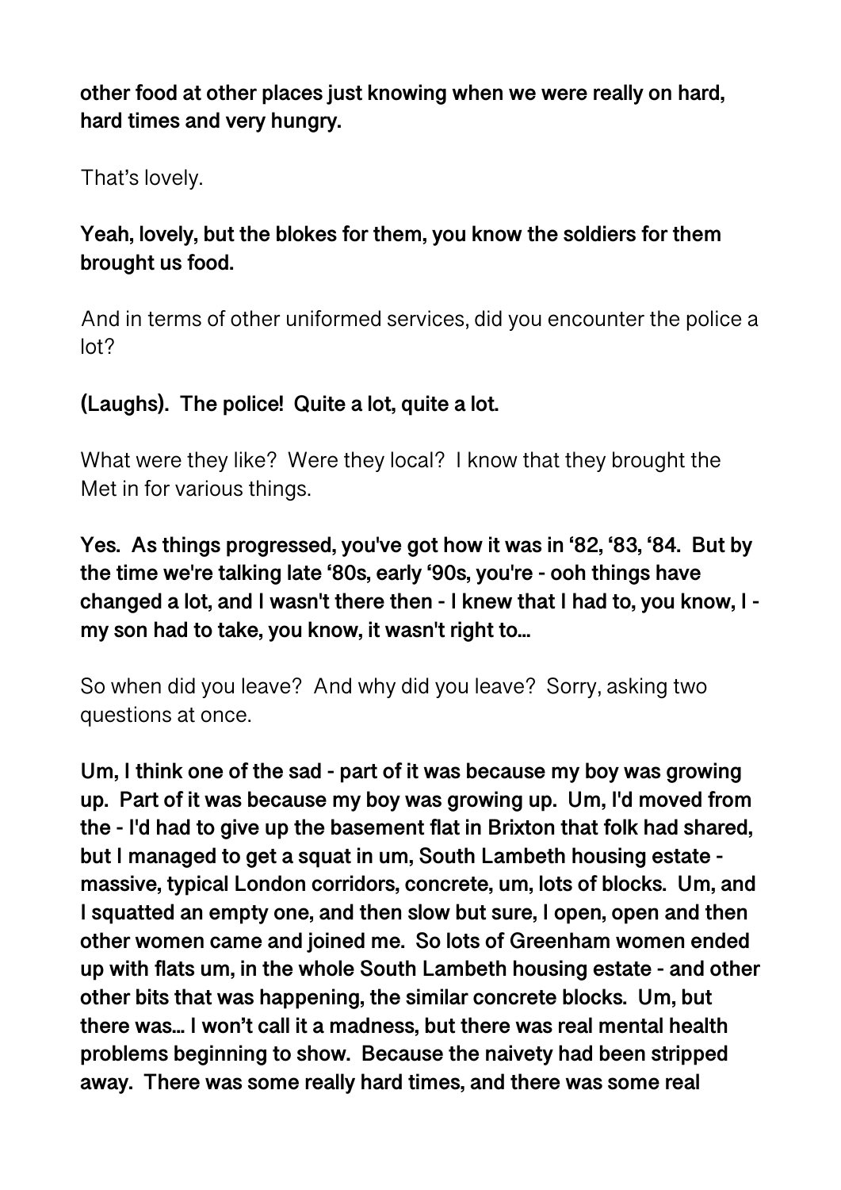**other food at other places just knowing when we were really on hard, hard times and very hungry.**

That's lovely.

**Yeah, lovely, but the blokes for them, you know the soldiers for them brought us food.**

And in terms of other uniformed services, did you encounter the police a lot?

**(Laughs). The police! Quite a lot, quite a lot.**

What were they like? Were they local? I know that they brought the Met in for various things.

**Yes. As things progressed, you've got how it was in '82, '83, '84. But by the time we're talking late '80s, early '90s, you're - ooh things have changed a lot, and I wasn't there then - I knew that I had to, you know, I - my son had to take, you know, it wasn't right to…**

So when did you leave? And why did you leave? Sorry, asking two questions at once.

**Um, I think one of the sad - part of it was because my boy was growing up. Part of it was because my boy was growing up. Um, I'd moved from the - I'd had to give up the basement flat in Brixton that folk had shared, but I managed to get a squat in um, South Lambeth housing estate - massive, typical London corridors, concrete, um, lots of blocks. Um, and I squatted an empty one, and then slow but sure, I open, open and then other women came and joined me. So lots of Greenham women ended up with flats um, in the whole South Lambeth housing estate - and other other bits that was happening, the similar concrete blocks. Um, but there was… I won't call it a madness, but there was real mental health problems beginning to show. Because the naivety had been stripped away. There was some really hard times, and there was some real**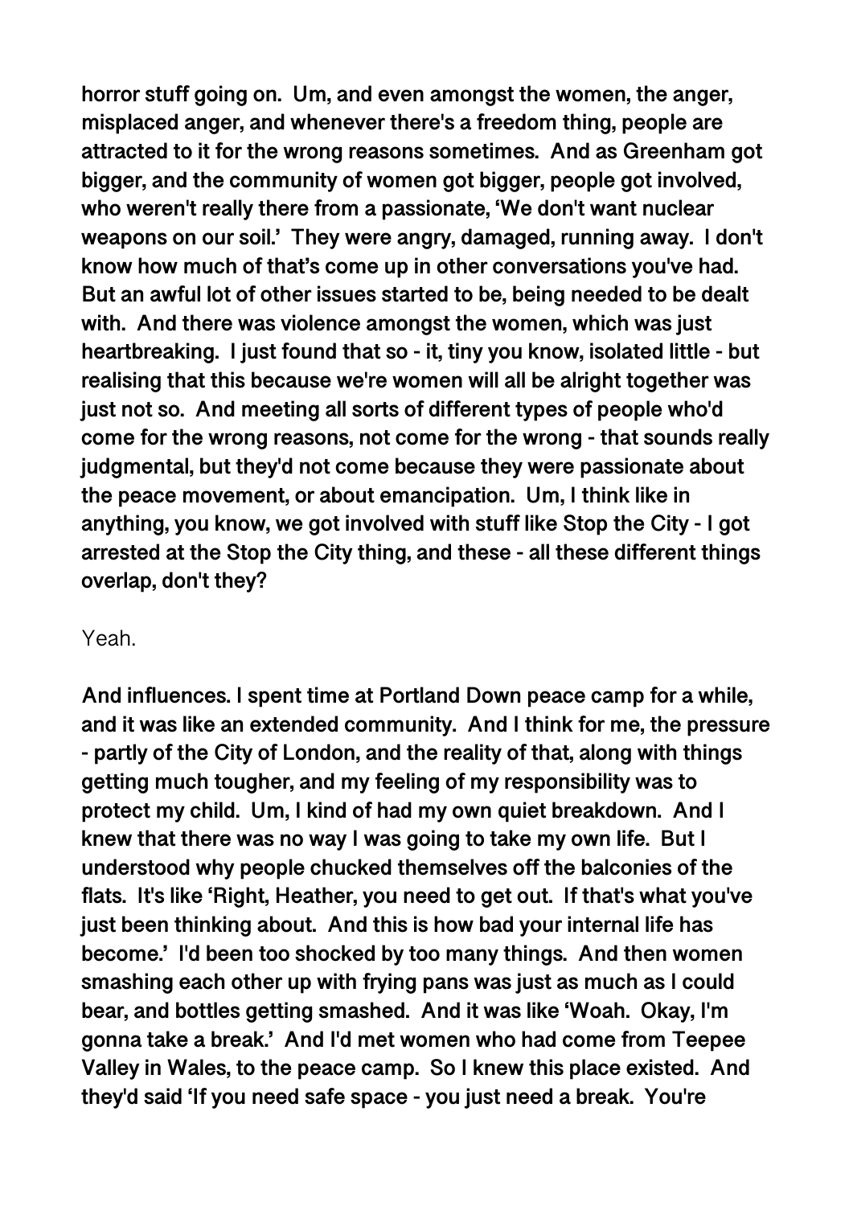**horror stuff going on. Um, and even amongst the women, the anger, misplaced anger, and whenever there's a freedom thing, people are attracted to it for the wrong reasons sometimes. And as Greenham got bigger, and the community of women got bigger, people got involved, who weren't really there from a passionate, 'We don't want nuclear weapons on our soil.' They were angry, damaged, running away. I don't know how much of that's come up in other conversations you've had. But an awful lot of other issues started to be, being needed to be dealt with. And there was violence amongst the women, which was just heartbreaking. I just found that so - it, tiny you know, isolated little - but realising that this because we're women will all be alright together was just not so. And meeting all sorts of different types of people who'd come for the wrong reasons, not come for the wrong - that sounds really judgmental, but they'd not come because they were passionate about the peace movement, or about emancipation. Um, I think like in anything, you know, we got involved with stuff like Stop the City - I got arrested at the Stop the City thing, and these - all these different things overlap, don't they?**

Yeah.

**And influences. I spent time at Portland Down peace camp for a while, and it was like an extended community. And I think for me, the pressure - partly of the City of London, and the reality of that, along with things getting much tougher, and my feeling of my responsibility was to protect my child. Um, I kind of had my own quiet breakdown. And I knew that there was no way I was going to take my own life. But I understood why people chucked themselves off the balconies of the flats. It's like 'Right, Heather, you need to get out. If that's what you've just been thinking about. And this is how bad your internal life has become.' I'd been too shocked by too many things. And then women smashing each other up with frying pans was just as much as I could bear, and bottles getting smashed. And it was like 'Woah. Okay, I'm gonna take a break.' And I'd met women who had come from Teepee Valley in Wales, to the peace camp. So I knew this place existed. And they'd said 'If you need safe space - you just need a break. You're**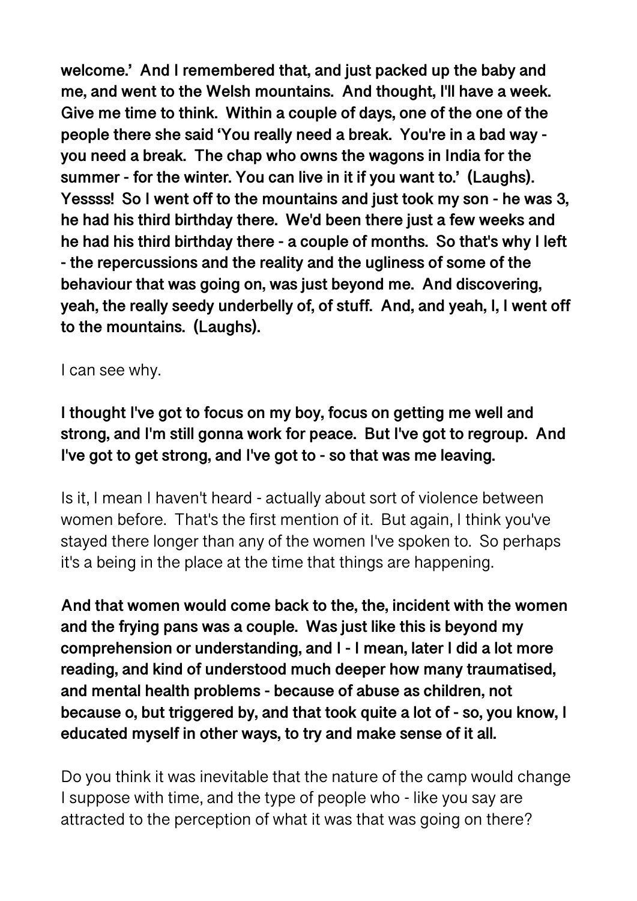**welcome.' And I remembered that, and just packed up the baby and me, and went to the Welsh mountains. And thought, I'll have a week. Give me time to think. Within a couple of days, one of the one of the people there she said 'You really need a break. You're in a bad way - you need a break. The chap who owns the wagons in India for the summer - for the winter. You can live in it if you want to.' (Laughs). Yessss! So I went off to the mountains and just took my son - he was 3, he had his third birthday there. We'd been there just a few weeks and he had his third birthday there - a couple of months. So that's why I left - the repercussions and the reality and the ugliness of some of the behaviour that was going on, was just beyond me. And discovering, yeah, the really seedy underbelly of, of stuff. And, and yeah, I, I went off to the mountains. (Laughs).**

I can see why.

**I thought I've got to focus on my boy, focus on getting me well and strong, and I'm still gonna work for peace. But I've got to regroup. And I've got to get strong, and I've got to - so that was me leaving.**

Is it, I mean I haven't heard - actually about sort of violence between women before. That's the first mention of it. But again, I think you've stayed there longer than any of the women I've spoken to. So perhaps it's a being in the place at the time that things are happening.

**And that women would come back to the, the, incident with the women and the frying pans was a couple. Was just like this is beyond my comprehension or understanding, and I - I mean, later I did a lot more reading, and kind of understood much deeper how many traumatised, and mental health problems - because of abuse as children, not because o, but triggered by, and that took quite a lot of - so, you know, I educated myself in other ways, to try and make sense of it all.**

Do you think it was inevitable that the nature of the camp would change I suppose with time, and the type of people who - like you say are attracted to the perception of what it was that was going on there?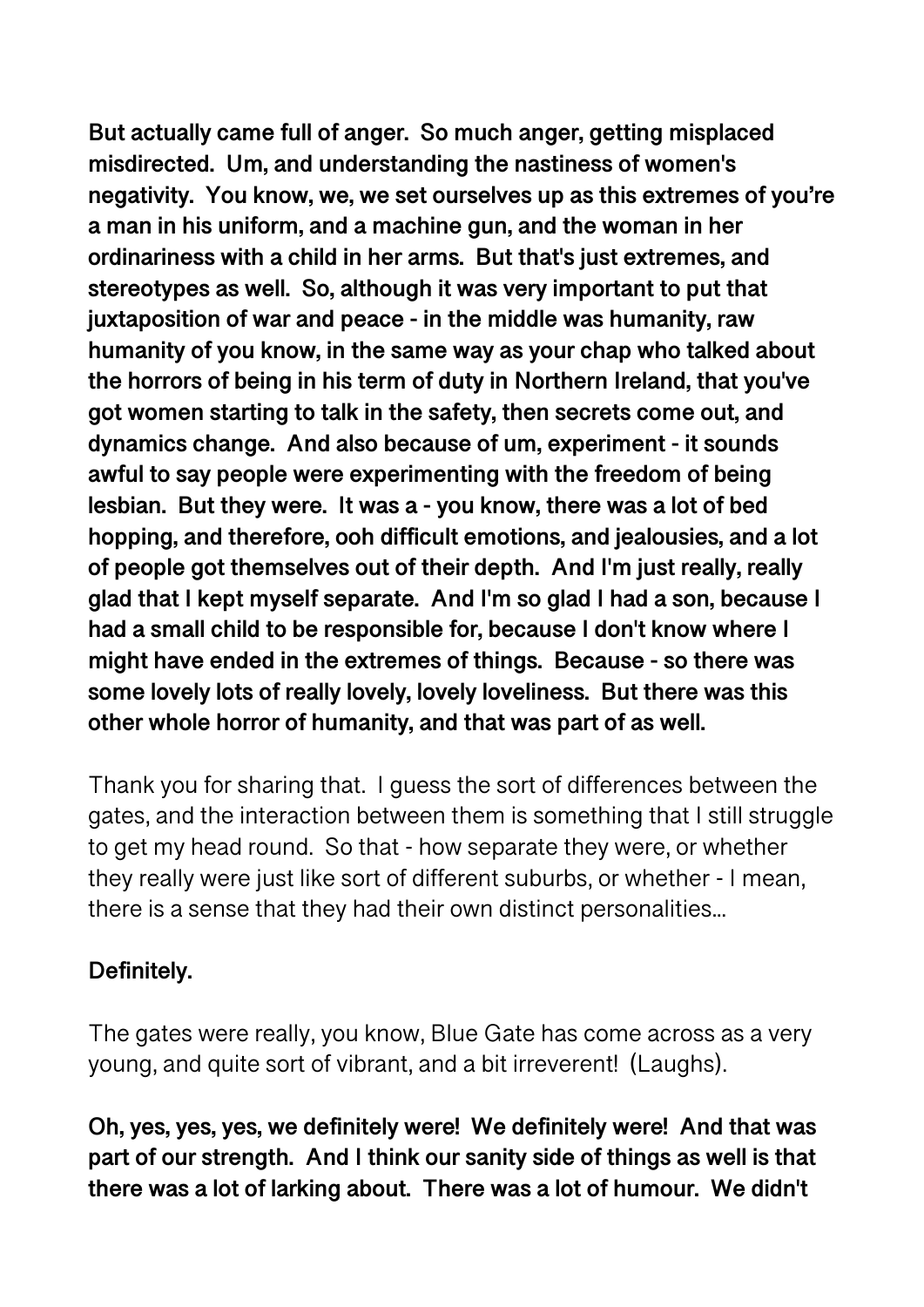**But actually came full of anger. So much anger, getting misplaced misdirected. Um, and understanding the nastiness of women's negativity. You know, we, we set ourselves up as this extremes of you're a man in his uniform, and a machine gun, and the woman in her ordinariness with a child in her arms. But that's just extremes, and stereotypes as well. So, although it was very important to put that juxtaposition of war and peace - in the middle was humanity, raw humanity of you know, in the same way as your chap who talked about the horrors of being in his term of duty in Northern Ireland, that you've got women starting to talk in the safety, then secrets come out, and dynamics change. And also because of um, experiment - it sounds awful to say people were experimenting with the freedom of being lesbian. But they were. It was a - you know, there was a lot of bed hopping, and therefore, ooh difficult emotions, and jealousies, and a lot of people got themselves out of their depth. And I'm just really, really glad that I kept myself separate. And I'm so glad I had a son, because I had a small child to be responsible for, because I don't know where I might have ended in the extremes of things. Because - so there was some lovely lots of really lovely, lovely loveliness. But there was this other whole horror of humanity, and that was part of as well.**

Thank you for sharing that. I guess the sort of differences between the gates, and the interaction between them is something that I still struggle to get my head round. So that - how separate they were, or whether they really were just like sort of different suburbs, or whether - I mean, there is a sense that they had their own distinct personalities...

**Definitely.**

The gates were really, you know, Blue Gate has come across as a very young, and quite sort of vibrant, and a bit irreverent! (Laughs).

**Oh, yes, yes, yes, we definitely were! We definitely were! And that was part of our strength. And I think our sanity side of things as well is that there was a lot of larking about. There was a lot of humour. We didn't**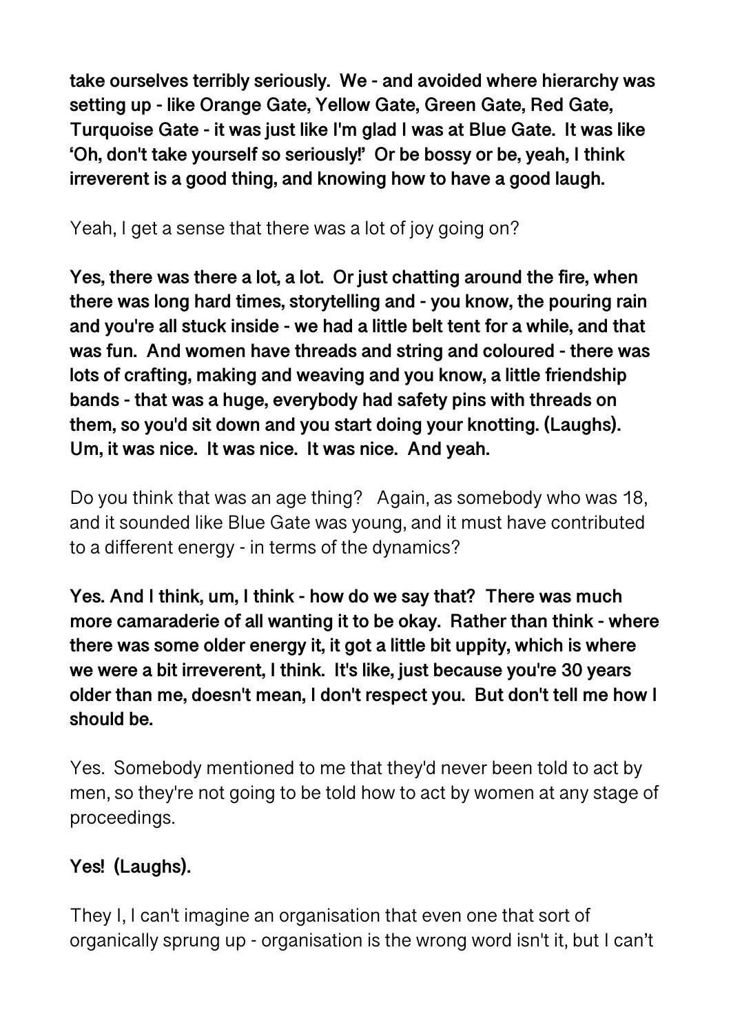**take ourselves terribly seriously. We - and avoided where hierarchy was setting up - like Orange Gate, Yellow Gate, Green Gate, Red Gate, Turquoise Gate - it was just like I'm glad I was at Blue Gate. It was like 'Oh, don't take yourself so seriously!' Or be bossy or be, yeah, I think irreverent is a good thing, and knowing how to have a good laugh.**

Yeah, I get a sense that there was a lot of joy going on?

**Yes, there was there a lot, a lot. Or just chatting around the fire, when there was long hard times, storytelling and - you know, the pouring rain and you're all stuck inside - we had a little belt tent for a while, and that was fun. And women have threads and string and coloured - there was lots of crafting, making and weaving and you know, a little friendship bands - that was a huge, everybody had safety pins with threads on them, so you'd sit down and you start doing your knotting. (Laughs). Um, it was nice. It was nice. It was nice. And yeah.**

Do you think that was an age thing? Again, as somebody who was 18, and it sounded like Blue Gate was young, and it must have contributed to a different energy - in terms of the dynamics?

**Yes. And I think, um, I think - how do we say that? There was much more camaraderie of all wanting it to be okay. Rather than think - where there was some older energy it, it got a little bit uppity, which is where we were a bit irreverent, I think. It's like, just because you're 30 years older than me, doesn't mean, I don't respect you. But don't tell me how I should be.**

Yes. Somebody mentioned to me that they'd never been told to act by men, so they're not going to be told how to act by women at any stage of proceedings.

**Yes! (Laughs).**

They I, I can't imagine an organisation that even one that sort of organically sprung up - organisation is the wrong word isn't it, but I can't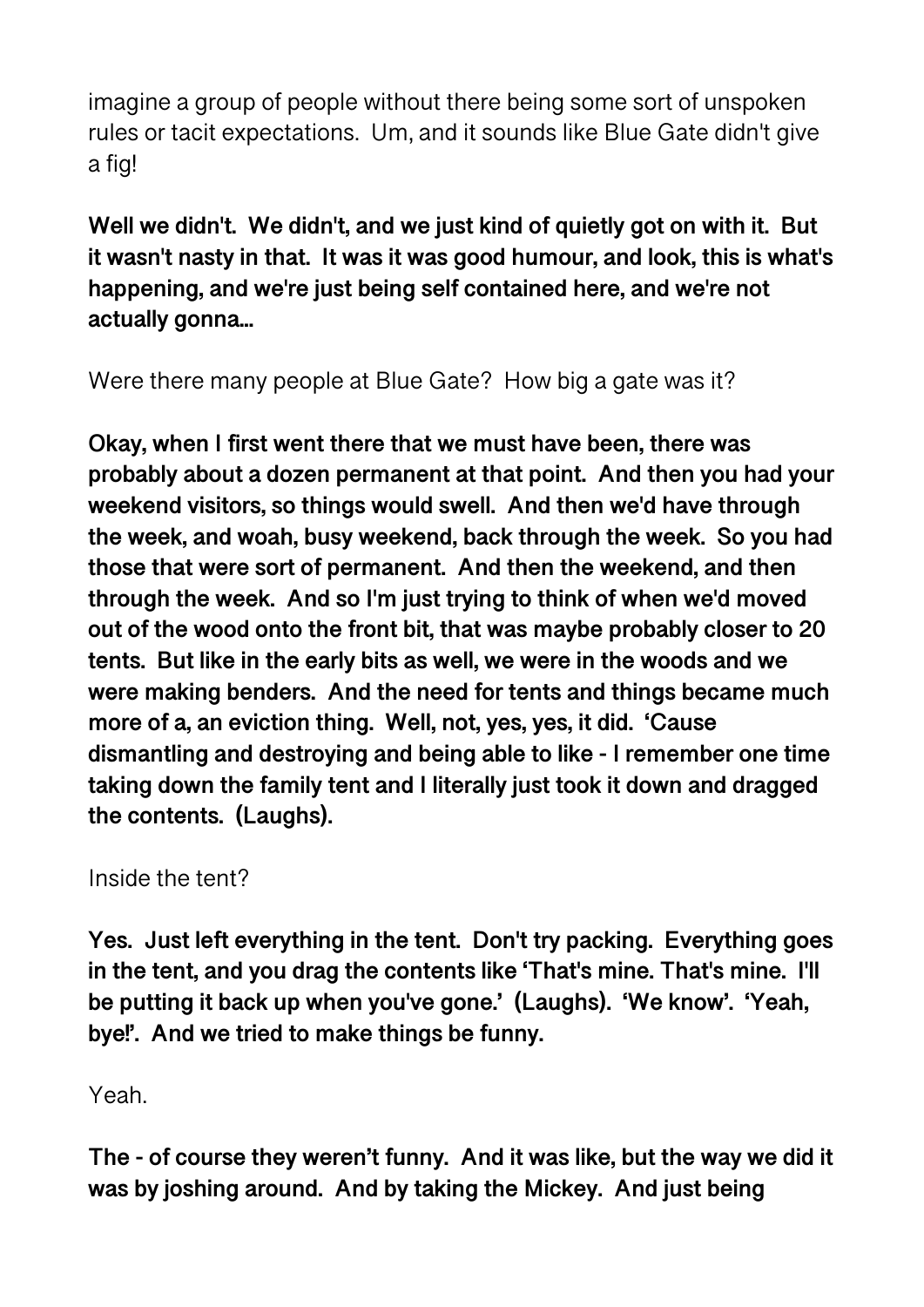imagine a group of people without there being some sort of unspoken rules or tacit expectations. Um, and it sounds like Blue Gate didn't give a fig!

**Well we didn't. We didn't, and we just kind of quietly got on with it. But it wasn't nasty in that. It was it was good humour, and look, this is what's happening, and we're just being self contained here, and we're not actually gonna...**

Were there many people at Blue Gate? How big a gate was it?

**Okay, when I first went there that we must have been, there was probably about a dozen permanent at that point. And then you had your weekend visitors, so things would swell. And then we'd have through the week, and woah, busy weekend, back through the week. So you had those that were sort of permanent. And then the weekend, and then through the week. And so I'm just trying to think of when we'd moved out of the wood onto the front bit, that was maybe probably closer to 20 tents. But like in the early bits as well, we were in the woods and we were making benders. And the need for tents and things became much more of a, an eviction thing. Well, not, yes, yes, it did. 'Cause dismantling and destroying and being able to like - I remember one time taking down the family tent and I literally just took it down and dragged the contents. (Laughs).**

Inside the tent?

**Yes. Just left everything in the tent. Don't try packing. Everything goes in the tent, and you drag the contents like 'That's mine. That's mine. I'll be putting it back up when you've gone.' (Laughs). 'We know'. 'Yeah, bye!'. And we tried to make things be funny.**

Yeah.

**The - of course they weren't funny. And it was like, but the way we did it was by joshing around. And by taking the Mickey. And just being**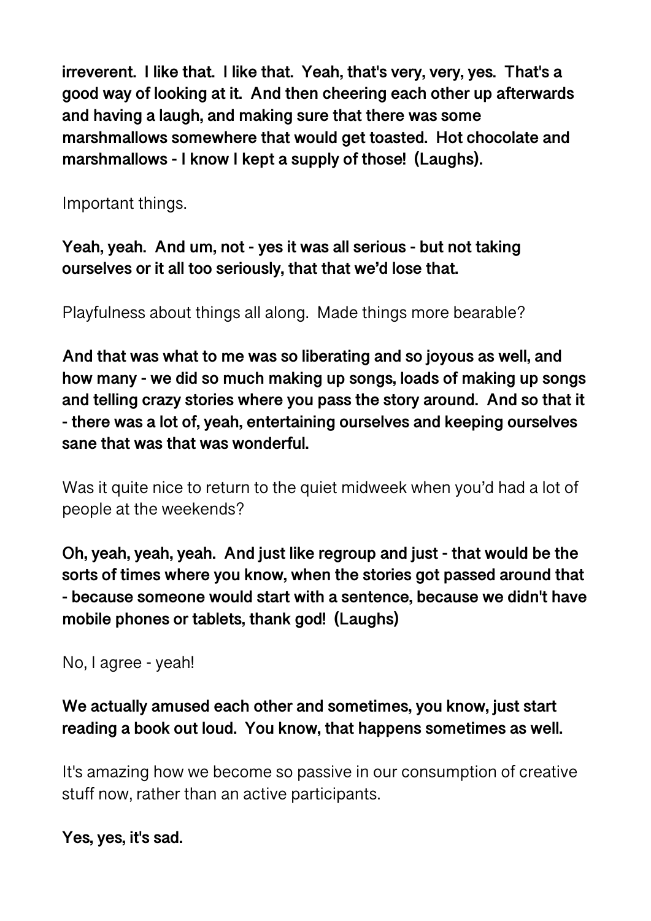**irreverent. I like that. I like that. Yeah, that's very, very, yes. That's a good way of looking at it. And then cheering each other up afterwards and having a laugh, and making sure that there was some marshmallows somewhere that would get toasted. Hot chocolate and marshmallows - I know I kept a supply of those! (Laughs).**

Important things.

**Yeah, yeah. And um, not - yes it was all serious - but not taking ourselves or it all too seriously, that that we'd lose that.**

Playfulness about things all along. Made things more bearable?

**And that was what to me was so liberating and so joyous as well, and how many - we did so much making up songs, loads of making up songs and telling crazy stories where you pass the story around. And so that it - there was a lot of, yeah, entertaining ourselves and keeping ourselves sane that was that was wonderful.**

Was it quite nice to return to the quiet midweek when you'd had a lot of people at the weekends?

**Oh, yeah, yeah, yeah. And just like regroup and just - that would be the sorts of times where you know, when the stories got passed around that - because someone would start with a sentence, because we didn't have mobile phones or tablets, thank god! (Laughs)**

No, I agree - yeah!

**We actually amused each other and sometimes, you know, just start reading a book out loud. You know, that happens sometimes as well.**

It's amazing how we become so passive in our consumption of creative stuff now, rather than an active participants.

**Yes, yes, it's sad.**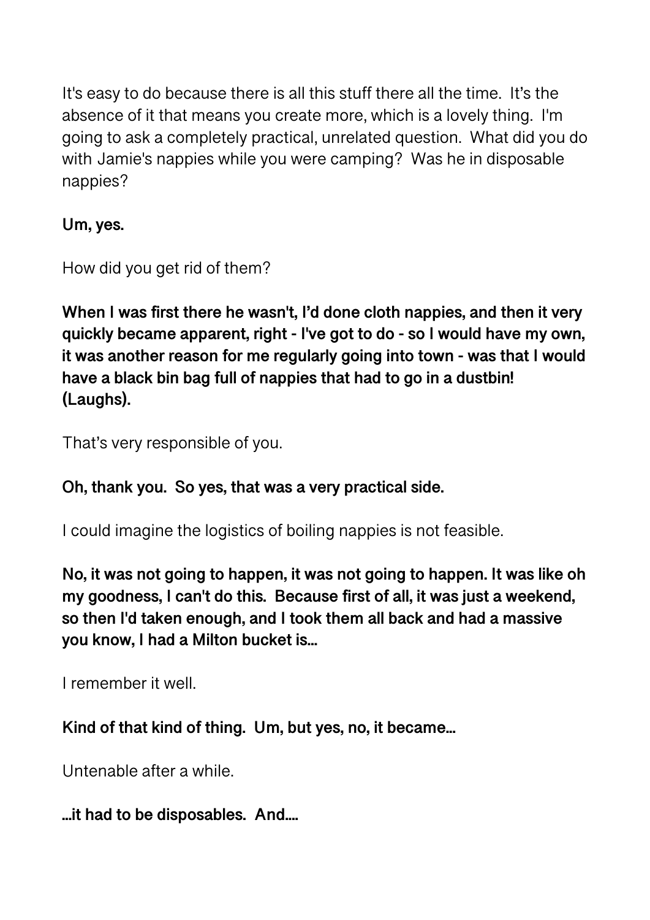It's easy to do because there is all this stuff there all the time.  It's the absence of it that means you create more, which is a lovely thing.  I'm going to ask a completely practical, unrelated question.  What did you do with Jamie's nappies while you were camping?  Was he in disposable nappies?

**Um, yes.**

How did you get rid of them?

**When I was first there he wasn't, I'd done cloth nappies, and then it very quickly became apparent, right - I've got to do - so I would have my own, it was another reason for me regularly going into town - was that I would have a black bin bag full of nappies that had to go in a dustbin! (Laughs).**

That's very responsible of you.

**Oh, thank you.  So yes, that was a very practical side.**

I could imagine the logistics of boiling nappies is not feasible.

**No, it was not going to happen, it was not going to happen. It was like oh my goodness, I can't do this.  Because first of all, it was just a weekend, so then I'd taken enough, and I took them all back and had a massive you know, I had a Milton bucket is…**

I remember it well.

**Kind of that kind of thing.  Um, but yes, no, it became…**

Untenable after a while.

**…it had to be disposables.  And….**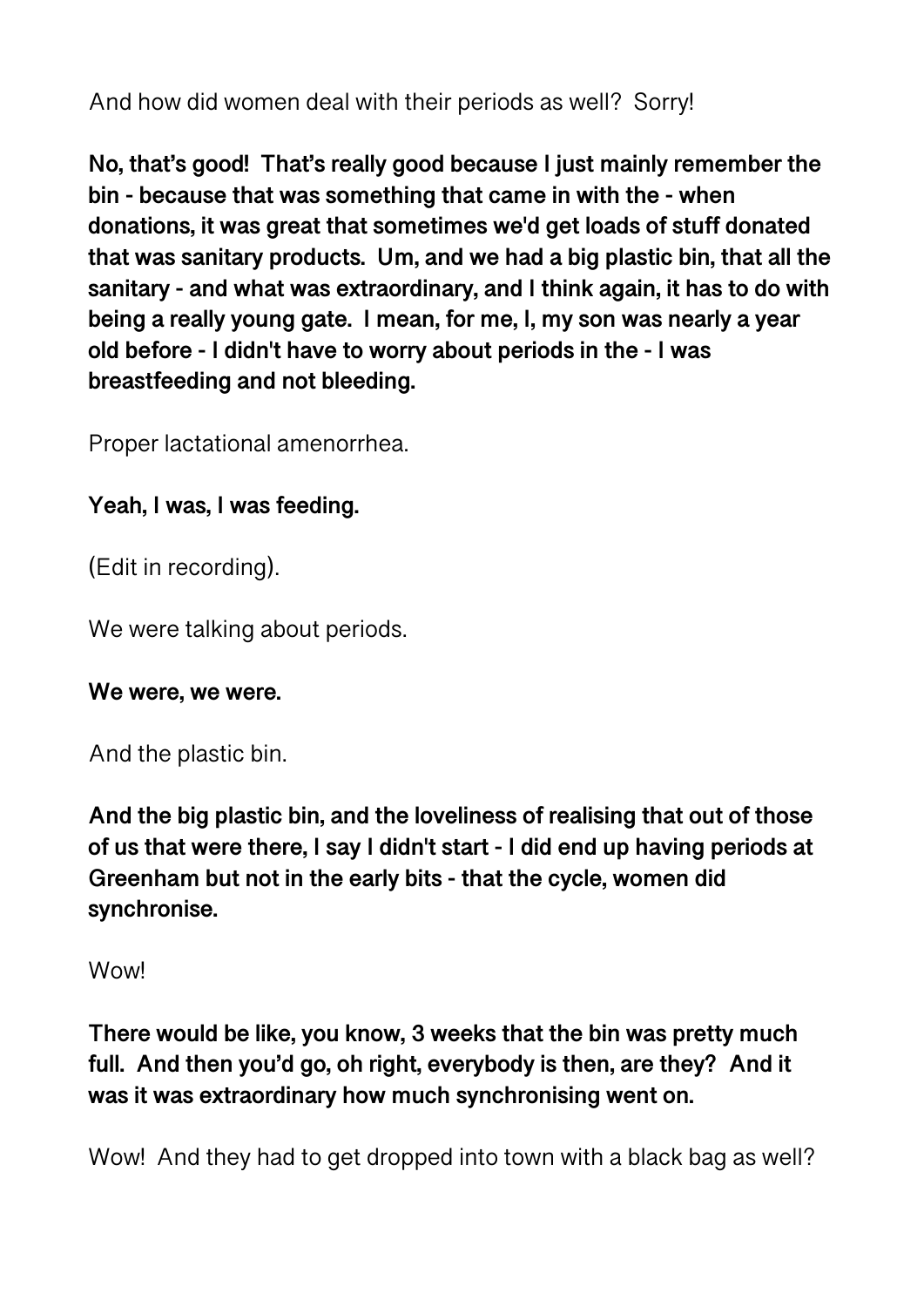And how did women deal with their periods as well? Sorry!

**No, that's good! That's really good because I just mainly remember the bin - because that was something that came in with the - when donations, it was great that sometimes we'd get loads of stuff donated that was sanitary products. Um, and we had a big plastic bin, that all the sanitary - and what was extraordinary, and I think again, it has to do with being a really young gate. I mean, for me, I, my son was nearly a year old before - I didn't have to worry about periods in the - I was breastfeeding and not bleeding.**

Proper lactational amenorrhea.

**Yeah, I was, I was feeding.**

(Edit in recording).

We were talking about periods.

**We were, we were.**

And the plastic bin.

**And the big plastic bin, and the loveliness of realising that out of those of us that were there, I say I didn't start - I did end up having periods at Greenham but not in the early bits - that the cycle, women did synchronise.**

Wow!

**There would be like, you know, 3 weeks that the bin was pretty much full. And then you'd go, oh right, everybody is then, are they? And it was it was extraordinary how much synchronising went on.**

Wow! And they had to get dropped into town with a black bag as well?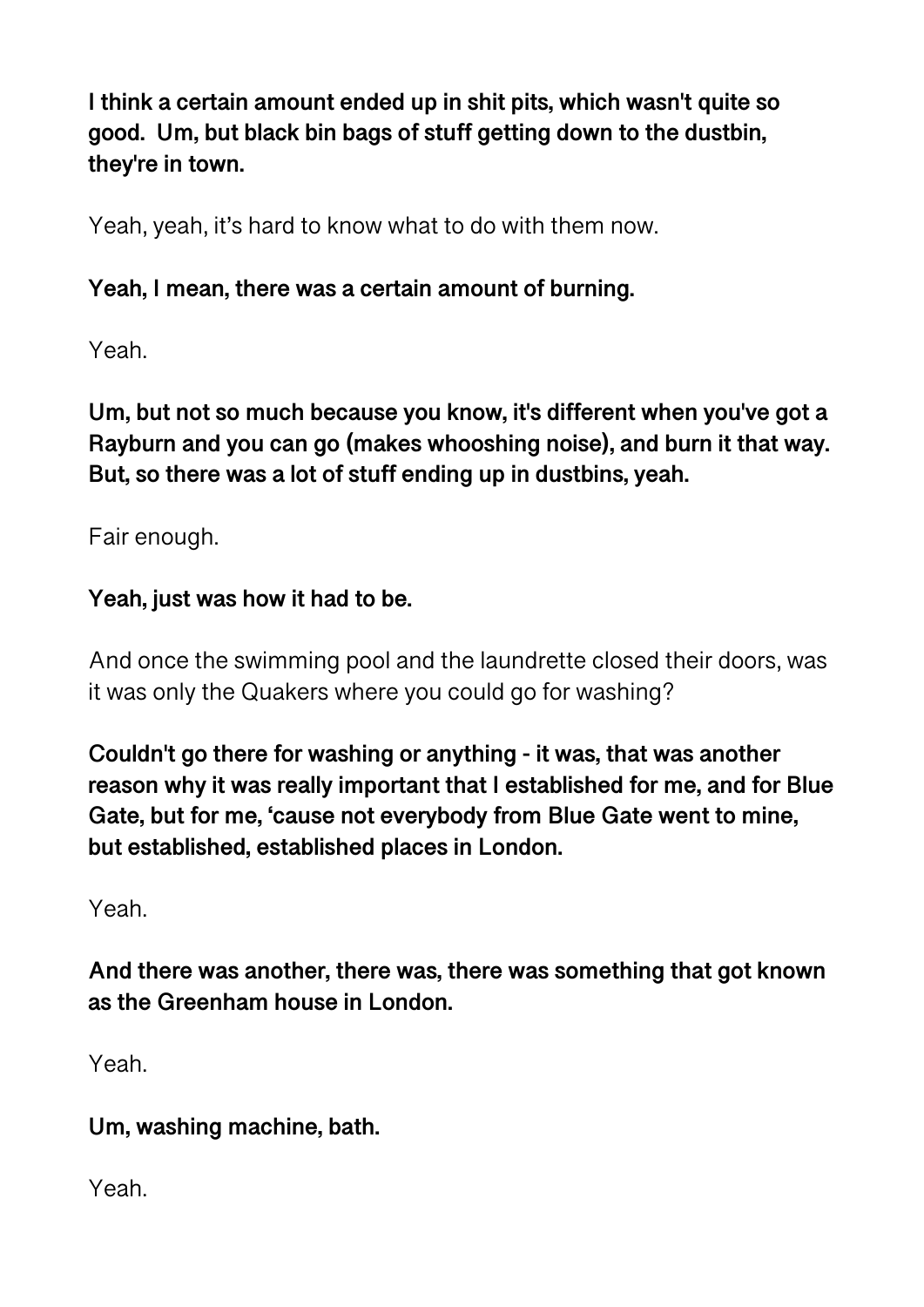**I think a certain amount ended up in shit pits, which wasn't quite so good. Um, but black bin bags of stuff getting down to the dustbin, they're in town.**

Yeah, yeah, it's hard to know what to do with them now.

**Yeah, I mean, there was a certain amount of burning.**

Yeah.

**Um, but not so much because you know, it's different when you've got a Rayburn and you can go (makes whooshing noise), and burn it that way. But, so there was a lot of stuff ending up in dustbins, yeah.**

Fair enough.

**Yeah, just was how it had to be.**

And once the swimming pool and the laundrette closed their doors, was it was only the Quakers where you could go for washing?

**Couldn't go there for washing or anything - it was, that was another reason why it was really important that I established for me, and for Blue Gate, but for me, 'cause not everybody from Blue Gate went to mine, but established, established places in London.**

Yeah.

**And there was another, there was, there was something that got known as the Greenham house in London.**

Yeah.

**Um, washing machine, bath.**

Yeah.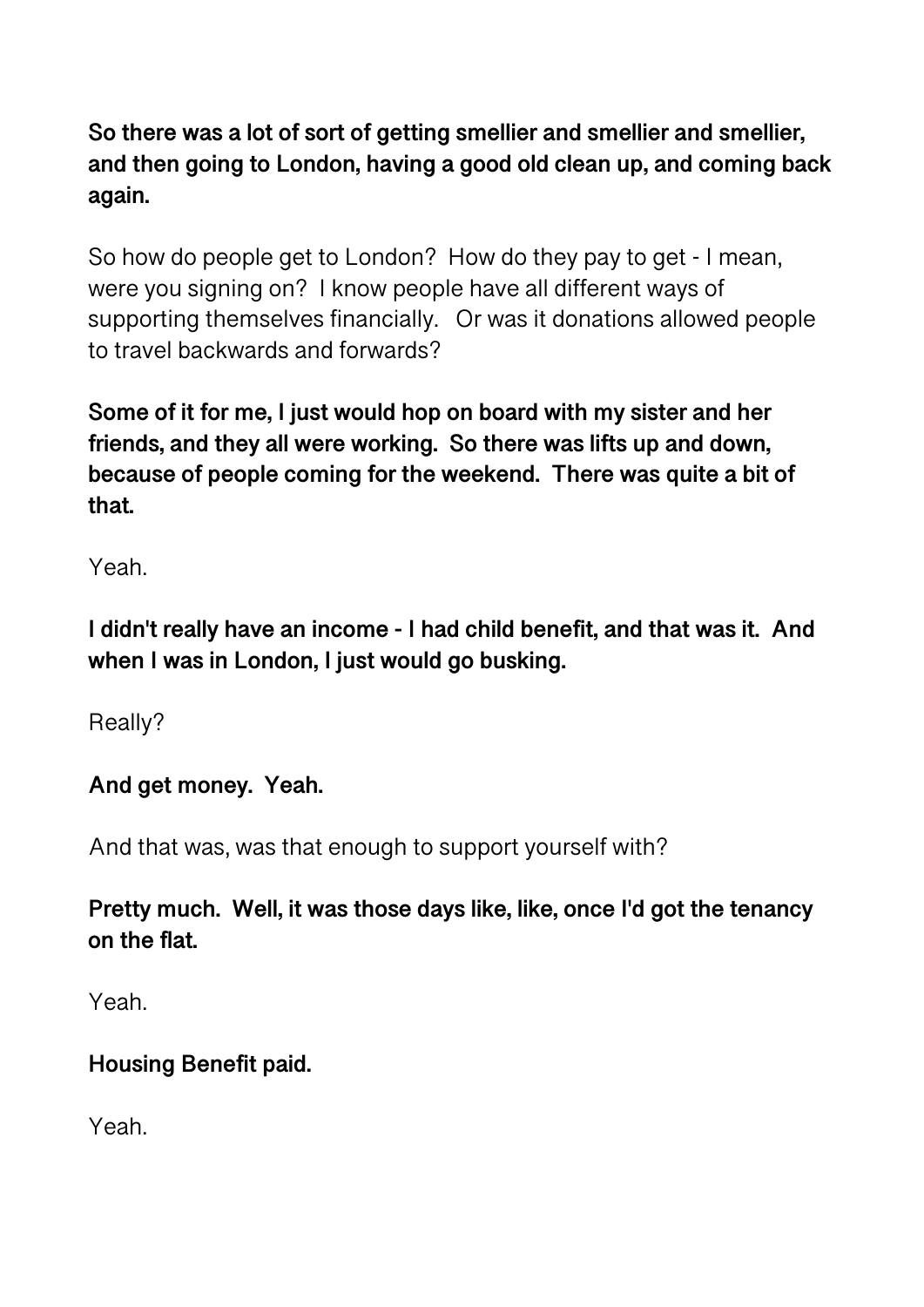**So there was a lot of sort of getting smellier and smellier and smellier, and then going to London, having a good old clean up, and coming back again.**

So how do people get to London? How do they pay to get - I mean, were you signing on? I know people have all different ways of supporting themselves financially. Or was it donations allowed people to travel backwards and forwards?

**Some of it for me, I just would hop on board with my sister and her friends, and they all were working. So there was lifts up and down, because of people coming for the weekend. There was quite a bit of that.**

Yeah.

**I didn't really have an income - I had child benefit, and that was it. And when I was in London, I just would go busking.**

Really?

**And get money. Yeah.**

And that was, was that enough to support yourself with?

**Pretty much. Well, it was those days like, like, once I'd got the tenancy on the flat.**

Yeah.

**Housing Benefit paid.**

Yeah.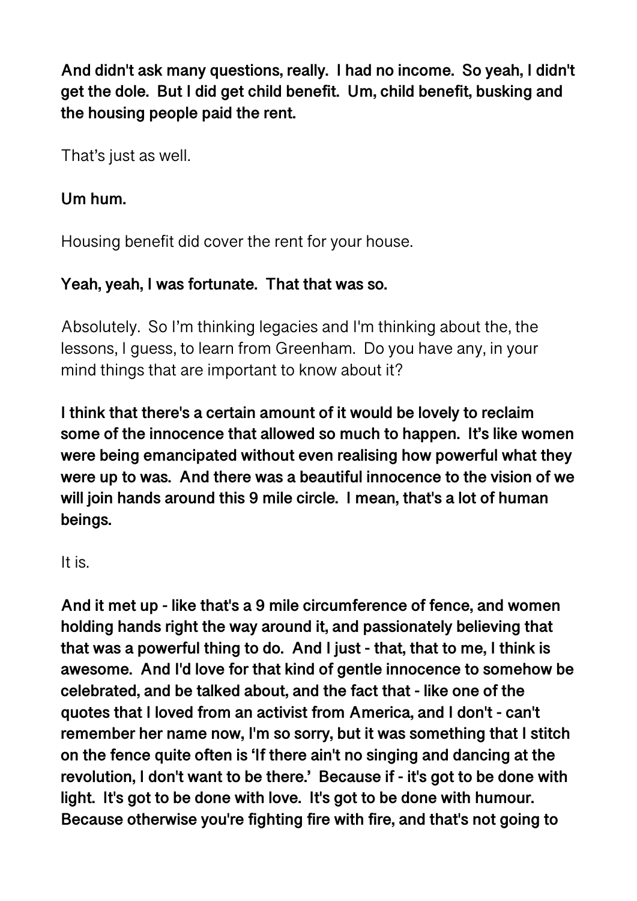**And didn't ask many questions, really.  I had no income.  So yeah, I didn't get the dole.  But I did get child benefit.  Um, child benefit, busking and the housing people paid the rent.**

That's just as well.

**Um hum.**

Housing benefit did cover the rent for your house.

**Yeah, yeah, I was fortunate.  That that was so.**

Absolutely.  So I'm thinking legacies and I'm thinking about the, the lessons, I guess, to learn from Greenham.  Do you have any, in your mind things that are important to know about it?

**I think that there's a certain amount of it would be lovely to reclaim some of the innocence that allowed so much to happen.  It's like women were being emancipated without even realising how powerful what they were up to was.  And there was a beautiful innocence to the vision of we will join hands around this 9 mile circle.  I mean, that's a lot of human beings.**

It is.

**And it met up - like that's a 9 mile circumference of fence, and women holding hands right the way around it, and passionately believing that that was a powerful thing to do.  And I just - that, that to me, I think is awesome.  And I'd love for that kind of gentle innocence to somehow be celebrated, and be talked about, and the fact that - like one of the quotes that I loved from an activist from America, and I don't - can't remember her name now, I'm so sorry, but it was something that I stitch on the fence quite often is 'If there ain't no singing and dancing at the revolution, I don't want to be there.'  Because if - it's got to be done with light.  It's got to be done with love.  It's got to be done with humour.  Because otherwise you're fighting fire with fire, and that's not going to**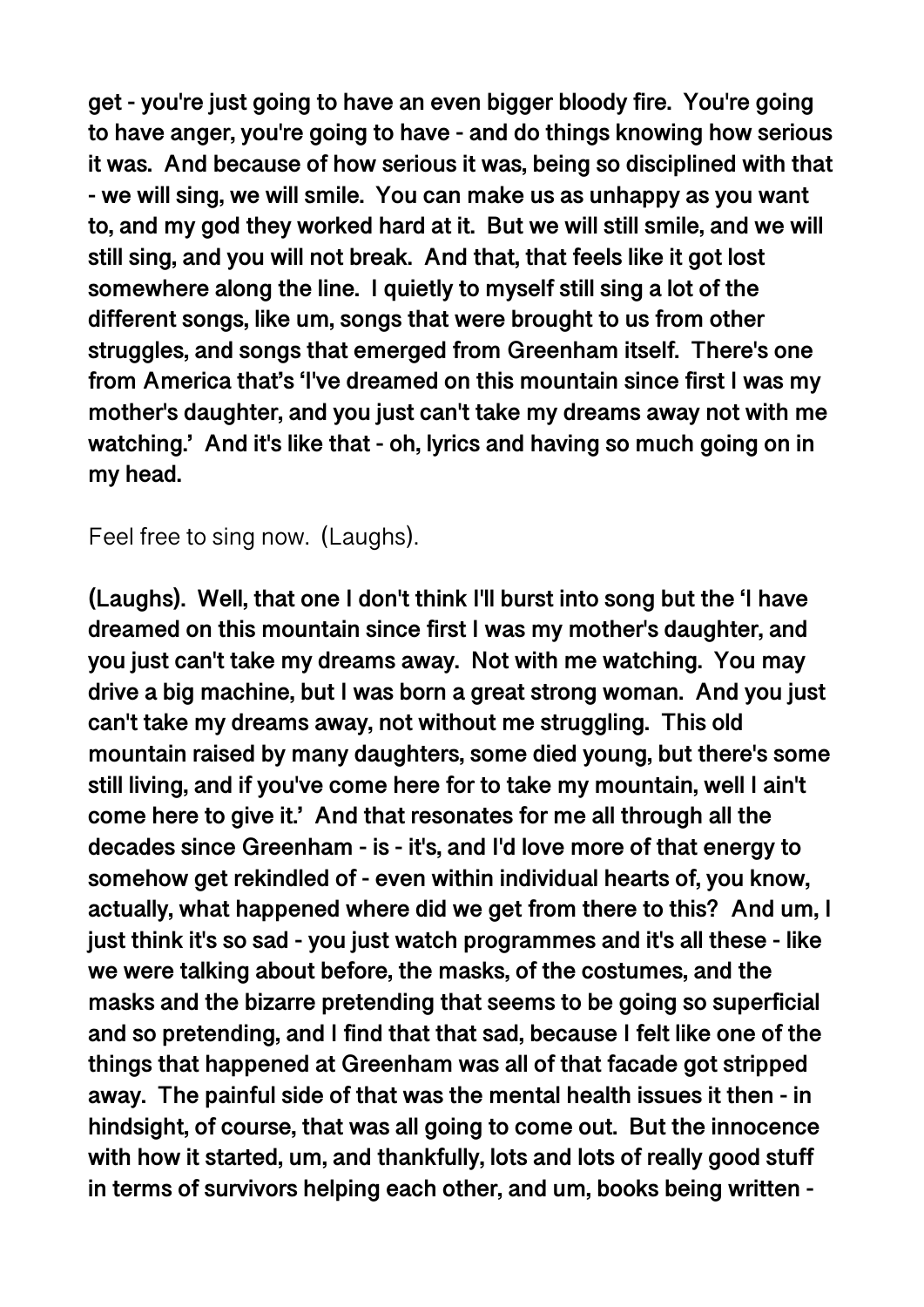**get - you're just going to have an even bigger bloody fire. You're going to have anger, you're going to have - and do things knowing how serious it was. And because of how serious it was, being so disciplined with that - we will sing, we will smile. You can make us as unhappy as you want to, and my god they worked hard at it. But we will still smile, and we will still sing, and you will not break. And that, that feels like it got lost somewhere along the line. I quietly to myself still sing a lot of the different songs, like um, songs that were brought to us from other struggles, and songs that emerged from Greenham itself. There's one from America that's 'I've dreamed on this mountain since first I was my mother's daughter, and you just can't take my dreams away not with me watching.' And it's like that - oh, lyrics and having so much going on in my head.**

Feel free to sing now. (Laughs).

**(Laughs). Well, that one I don't think I'll burst into song but the 'I have dreamed on this mountain since first I was my mother's daughter, and you just can't take my dreams away. Not with me watching. You may drive a big machine, but I was born a great strong woman. And you just can't take my dreams away, not without me struggling. This old mountain raised by many daughters, some died young, but there's some still living, and if you've come here for to take my mountain, well I ain't come here to give it.' And that resonates for me all through all the decades since Greenham - is - it's, and I'd love more of that energy to somehow get rekindled of - even within individual hearts of, you know, actually, what happened where did we get from there to this? And um, I just think it's so sad - you just watch programmes and it's all these - like we were talking about before, the masks, of the costumes, and the masks and the bizarre pretending that seems to be going so superficial and so pretending, and I find that that sad, because I felt like one of the things that happened at Greenham was all of that facade got stripped away. The painful side of that was the mental health issues it then - in hindsight, of course, that was all going to come out. But the innocence with how it started, um, and thankfully, lots and lots of really good stuff in terms of survivors helping each other, and um, books being written -**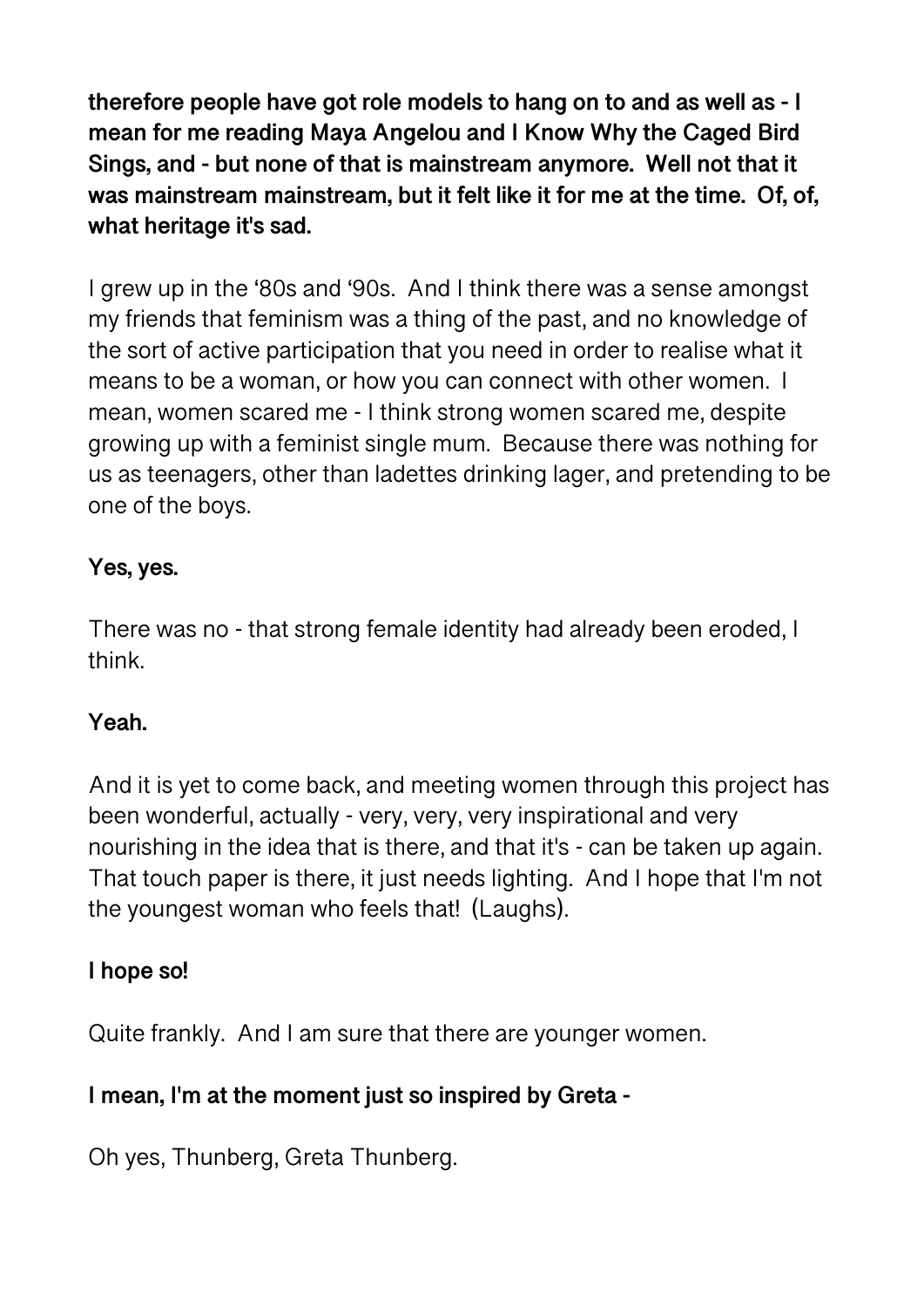**therefore people have got role models to hang on to and as well as - I mean for me reading Maya Angelou and I Know Why the Caged Bird Sings, and - but none of that is mainstream anymore. Well not that it was mainstream mainstream, but it felt like it for me at the time. Of, of, what heritage it's sad.**

I grew up in the '80s and '90s. And I think there was a sense amongst my friends that feminism was a thing of the past, and no knowledge of the sort of active participation that you need in order to realise what it means to be a woman, or how you can connect with other women. I mean, women scared me - I think strong women scared me, despite growing up with a feminist single mum. Because there was nothing for us as teenagers, other than ladettes drinking lager, and pretending to be one of the boys.

**Yes, yes.**

There was no - that strong female identity had already been eroded, I think.

**Yeah.**

And it is yet to come back, and meeting women through this project has been wonderful, actually - very, very, very inspirational and very nourishing in the idea that is there, and that it's - can be taken up again. That touch paper is there, it just needs lighting. And I hope that I'm not the youngest woman who feels that! (Laughs).

**I hope so!**

Quite frankly. And I am sure that there are younger women.

**I mean, I'm at the moment just so inspired by Greta -**

Oh yes, Thunberg, Greta Thunberg.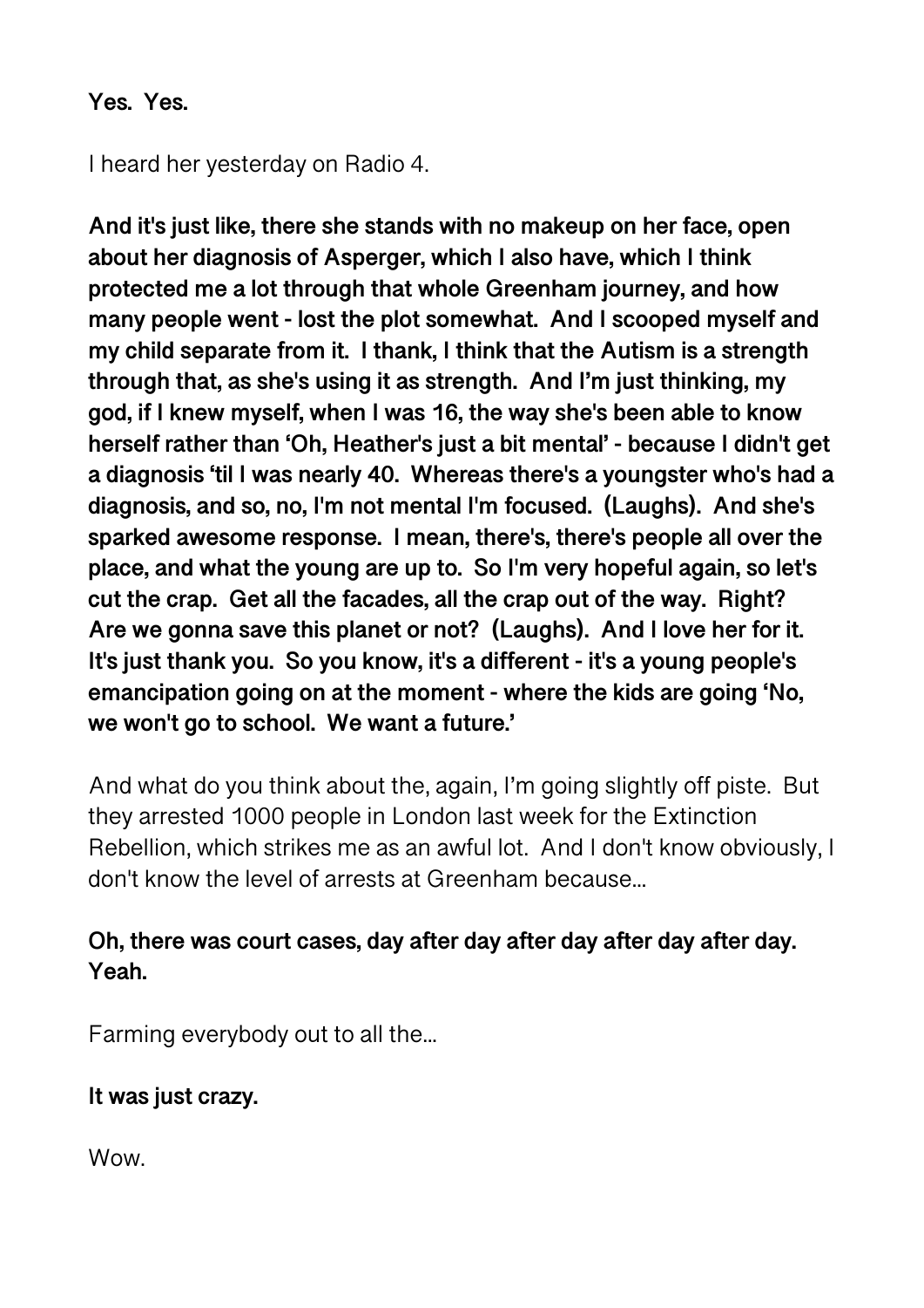**Yes. Yes.**

I heard her yesterday on Radio 4.

**And it's just like, there she stands with no makeup on her face, open about her diagnosis of Asperger, which I also have, which I think protected me a lot through that whole Greenham journey, and how many people went - lost the plot somewhat. And I scooped myself and my child separate from it. I thank, I think that the Autism is a strength through that, as she's using it as strength. And I'm just thinking, my god, if I knew myself, when I was 16, the way she's been able to know herself rather than 'Oh, Heather's just a bit mental' - because I didn't get a diagnosis 'til I was nearly 40. Whereas there's a youngster who's had a diagnosis, and so, no, I'm not mental I'm focused. (Laughs). And she's sparked awesome response. I mean, there's, there's people all over the place, and what the young are up to. So I'm very hopeful again, so let's cut the crap. Get all the facades, all the crap out of the way. Right? Are we gonna save this planet or not? (Laughs). And I love her for it. It's just thank you. So you know, it's a different - it's a young people's emancipation going on at the moment - where the kids are going 'No, we won't go to school. We want a future.'**

And what do you think about the, again, I'm going slightly off piste. But they arrested 1000 people in London last week for the Extinction Rebellion, which strikes me as an awful lot. And I don't know obviously, I don't know the level of arrests at Greenham because...

**Oh, there was court cases, day after day after day after day after day. Yeah.**

Farming everybody out to all the...

**It was just crazy.**

Wow.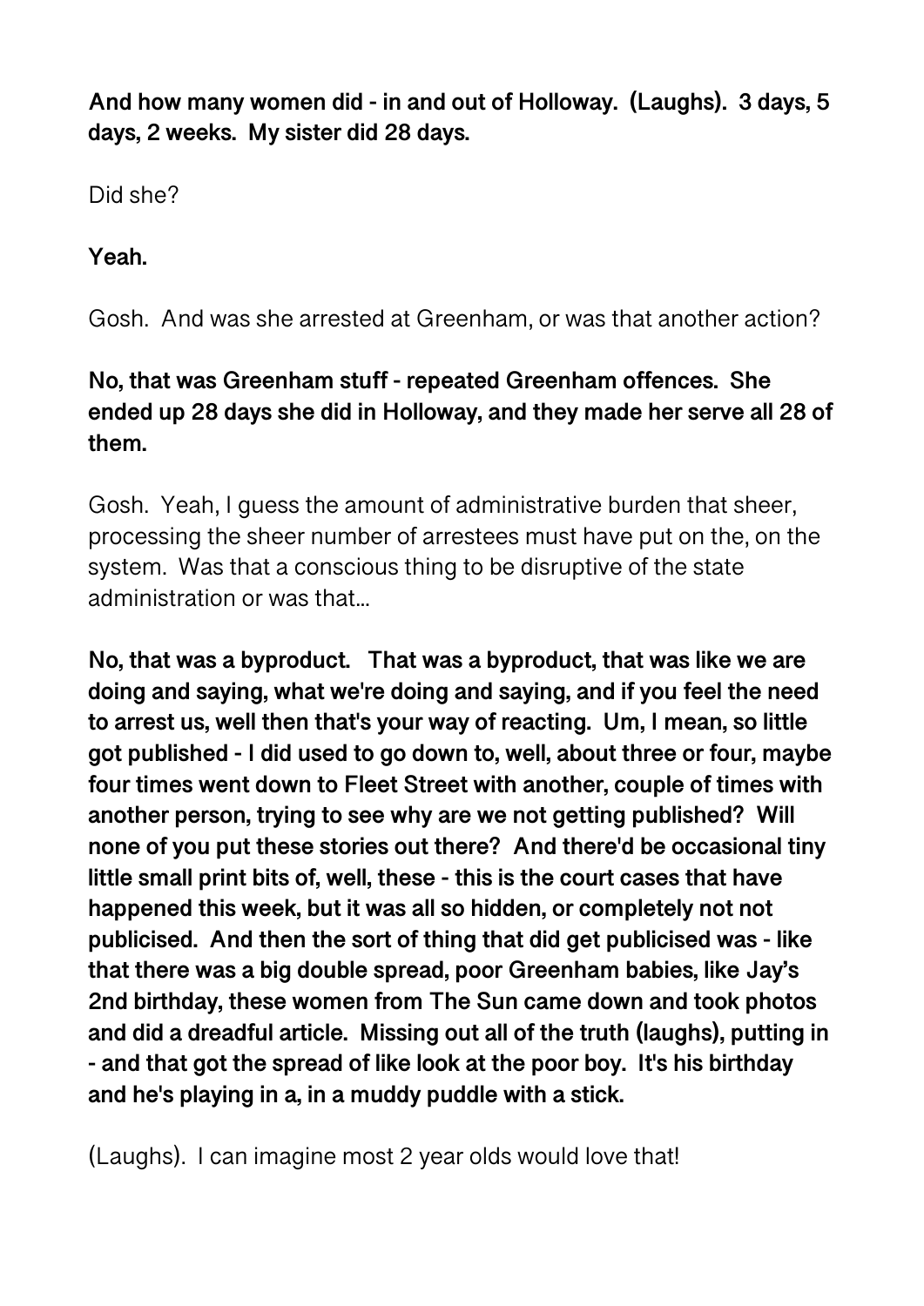**And how many women did - in and out of Holloway. (Laughs). 3 days, 5 days, 2 weeks. My sister did 28 days.**

Did she?

**Yeah.**

Gosh. And was she arrested at Greenham, or was that another action?

**No, that was Greenham stuff - repeated Greenham offences. She ended up 28 days she did in Holloway, and they made her serve all 28 of them.**

Gosh. Yeah, I guess the amount of administrative burden that sheer, processing the sheer number of arrestees must have put on the, on the system. Was that a conscious thing to be disruptive of the state administration or was that...

**No, that was a byproduct. That was a byproduct, that was like we are doing and saying, what we're doing and saying, and if you feel the need to arrest us, well then that's your way of reacting. Um, I mean, so little got published - I did used to go down to, well, about three or four, maybe four times went down to Fleet Street with another, couple of times with another person, trying to see why are we not getting published? Will none of you put these stories out there? And there'd be occasional tiny little small print bits of, well, these - this is the court cases that have happened this week, but it was all so hidden, or completely not not publicised. And then the sort of thing that did get publicised was - like that there was a big double spread, poor Greenham babies, like Jay's 2nd birthday, these women from The Sun came down and took photos and did a dreadful article. Missing out all of the truth (laughs), putting in - and that got the spread of like look at the poor boy. It's his birthday and he's playing in a, in a muddy puddle with a stick.**

(Laughs). I can imagine most 2 year olds would love that!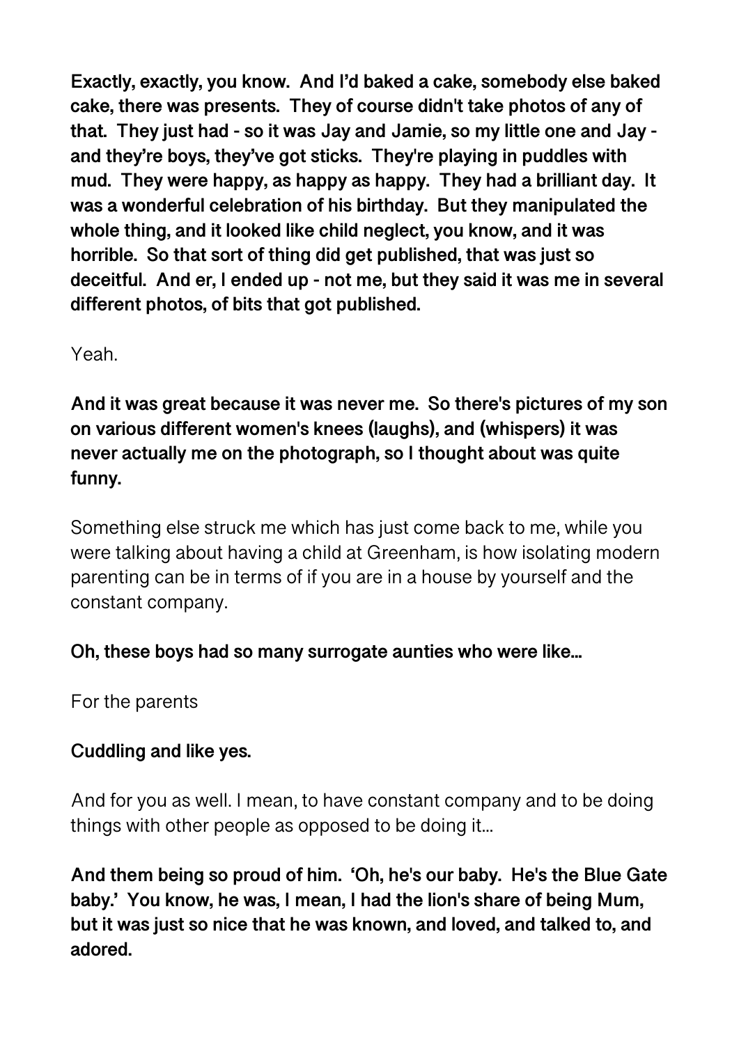**Exactly, exactly, you know. And I'd baked a cake, somebody else baked cake, there was presents. They of course didn't take photos of any of that. They just had - so it was Jay and Jamie, so my little one and Jay - and they're boys, they've got sticks. They're playing in puddles with mud. They were happy, as happy as happy. They had a brilliant day. It was a wonderful celebration of his birthday. But they manipulated the whole thing, and it looked like child neglect, you know, and it was horrible. So that sort of thing did get published, that was just so deceitful. And er, I ended up - not me, but they said it was me in several different photos, of bits that got published.**

Yeah.

**And it was great because it was never me. So there's pictures of my son on various different women's knees (laughs), and (whispers) it was never actually me on the photograph, so I thought about was quite funny.**

Something else struck me which has just come back to me, while you were talking about having a child at Greenham, is how isolating modern parenting can be in terms of if you are in a house by yourself and the constant company.

**Oh, these boys had so many surrogate aunties who were like...**

For the parents

**Cuddling and like yes.**

And for you as well. I mean, to have constant company and to be doing things with other people as opposed to be doing it...

**And them being so proud of him. 'Oh, he's our baby. He's the Blue Gate baby.' You know, he was, I mean, I had the lion's share of being Mum, but it was just so nice that he was known, and loved, and talked to, and adored.**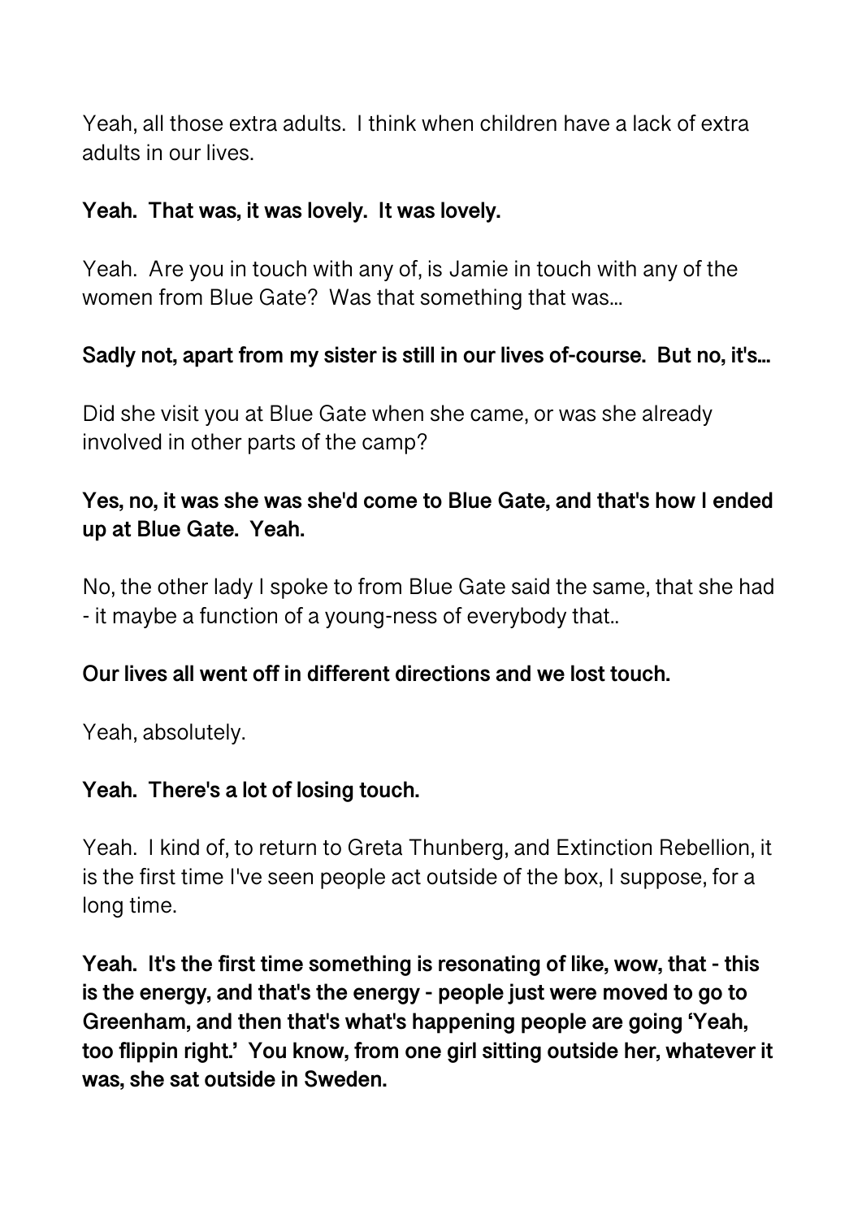Yeah, all those extra adults. I think when children have a lack of extra adults in our lives.

**Yeah. That was, it was lovely. It was lovely.**

Yeah. Are you in touch with any of, is Jamie in touch with any of the women from Blue Gate? Was that something that was...

**Sadly not, apart from my sister is still in our lives of-course. But no, it's...**

Did she visit you at Blue Gate when she came, or was she already involved in other parts of the camp?

**Yes, no, it was she was she'd come to Blue Gate, and that's how I ended up at Blue Gate. Yeah.**

No, the other lady I spoke to from Blue Gate said the same, that she had - it maybe a function of a young-ness of everybody that..

**Our lives all went off in different directions and we lost touch.**

Yeah, absolutely.

**Yeah. There's a lot of losing touch.**

Yeah. I kind of, to return to Greta Thunberg, and Extinction Rebellion, it is the first time I've seen people act outside of the box, I suppose, for a long time.

**Yeah. It's the first time something is resonating of like, wow, that - this is the energy, and that's the energy - people just were moved to go to Greenham, and then that's what's happening people are going 'Yeah, too flippin right.' You know, from one girl sitting outside her, whatever it was, she sat outside in Sweden.**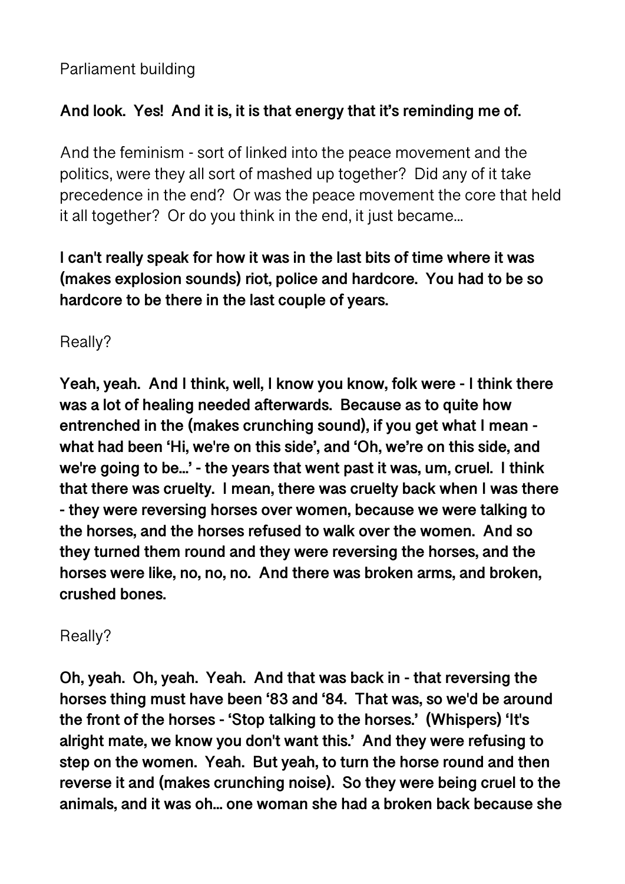Parliament building

**And look. Yes! And it is, it is that energy that it's reminding me of.**

And the feminism - sort of linked into the peace movement and the politics, were they all sort of mashed up together? Did any of it take precedence in the end? Or was the peace movement the core that held it all together? Or do you think in the end, it just became…

**I can't really speak for how it was in the last bits of time where it was (makes explosion sounds) riot, police and hardcore. You had to be so hardcore to be there in the last couple of years.**

Really?

**Yeah, yeah. And I think, well, I know you know, folk were - I think there was a lot of healing needed afterwards. Because as to quite how entrenched in the (makes crunching sound), if you get what I mean - what had been 'Hi, we're on this side', and 'Oh, we're on this side, and we're going to be…' - the years that went past it was, um, cruel. I think that there was cruelty. I mean, there was cruelty back when I was there - they were reversing horses over women, because we were talking to the horses, and the horses refused to walk over the women. And so they turned them round and they were reversing the horses, and the horses were like, no, no, no. And there was broken arms, and broken, crushed bones.**

Really?

**Oh, yeah. Oh, yeah. Yeah. And that was back in - that reversing the horses thing must have been '83 and '84. That was, so we'd be around the front of the horses - 'Stop talking to the horses.' (Whispers) 'It's alright mate, we know you don't want this.' And they were refusing to step on the women. Yeah. But yeah, to turn the horse round and then reverse it and (makes crunching noise). So they were being cruel to the animals, and it was oh… one woman she had a broken back because she**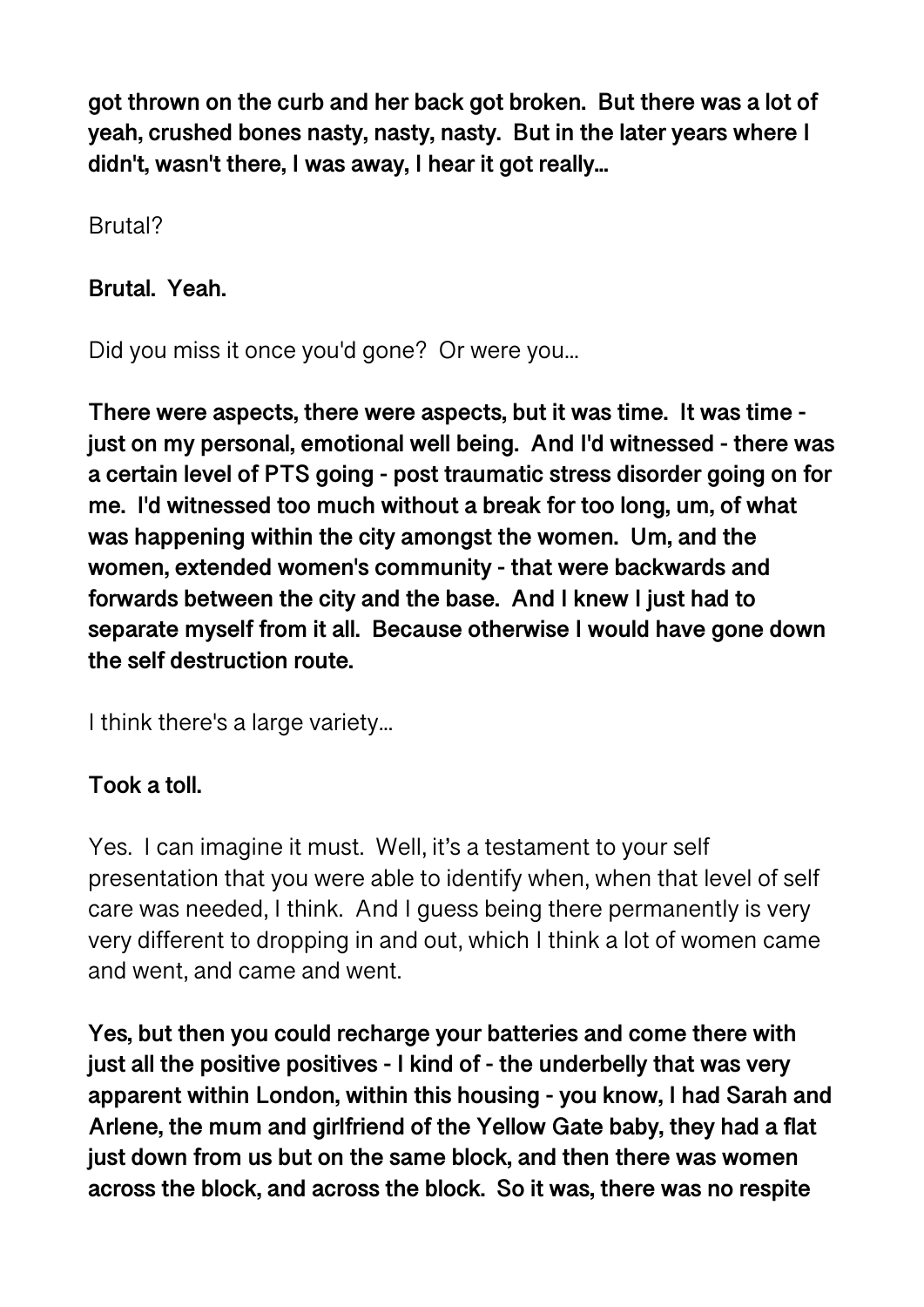**got thrown on the curb and her back got broken. But there was a lot of yeah, crushed bones nasty, nasty, nasty. But in the later years where I didn't, wasn't there, I was away, I hear it got really...**

Brutal?

**Brutal. Yeah.**

Did you miss it once you'd gone? Or were you...

**There were aspects, there were aspects, but it was time. It was time - just on my personal, emotional well being. And I'd witnessed - there was a certain level of PTS going - post traumatic stress disorder going on for me. I'd witnessed too much without a break for too long, um, of what was happening within the city amongst the women. Um, and the women, extended women's community - that were backwards and forwards between the city and the base. And I knew I just had to separate myself from it all. Because otherwise I would have gone down the self destruction route.**

I think there's a large variety...

**Took a toll.**

Yes. I can imagine it must. Well, it's a testament to your self presentation that you were able to identify when, when that level of self care was needed, I think. And I guess being there permanently is very very different to dropping in and out, which I think a lot of women came and went, and came and went.

**Yes, but then you could recharge your batteries and come there with just all the positive positives - I kind of - the underbelly that was very apparent within London, within this housing - you know, I had Sarah and Arlene, the mum and girlfriend of the Yellow Gate baby, they had a flat just down from us but on the same block, and then there was women across the block, and across the block. So it was, there was no respite**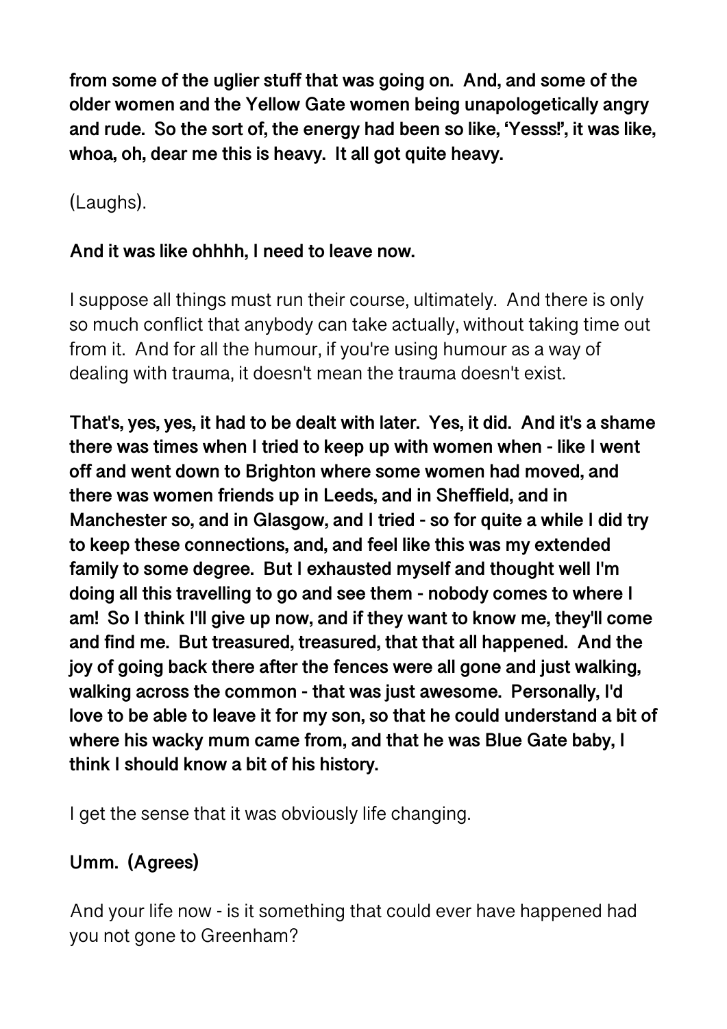**from some of the uglier stuff that was going on. And, and some of the older women and the Yellow Gate women being unapologetically angry and rude. So the sort of, the energy had been so like, 'Yesss!', it was like, whoa, oh, dear me this is heavy. It all got quite heavy.**

(Laughs).

**And it was like ohhhh, I need to leave now.**

I suppose all things must run their course, ultimately. And there is only so much conflict that anybody can take actually, without taking time out from it. And for all the humour, if you're using humour as a way of dealing with trauma, it doesn't mean the trauma doesn't exist.

**That's, yes, yes, it had to be dealt with later. Yes, it did. And it's a shame there was times when I tried to keep up with women when - like I went off and went down to Brighton where some women had moved, and there was women friends up in Leeds, and in Sheffield, and in Manchester so, and in Glasgow, and I tried - so for quite a while I did try to keep these connections, and, and feel like this was my extended family to some degree. But I exhausted myself and thought well I'm doing all this travelling to go and see them - nobody comes to where I am! So I think I'll give up now, and if they want to know me, they'll come and find me. But treasured, treasured, that that all happened. And the joy of going back there after the fences were all gone and just walking, walking across the common - that was just awesome. Personally, I'd love to be able to leave it for my son, so that he could understand a bit of where his wacky mum came from, and that he was Blue Gate baby, I think I should know a bit of his history.**

I get the sense that it was obviously life changing.

**Umm. (Agrees)**

And your life now - is it something that could ever have happened had you not gone to Greenham?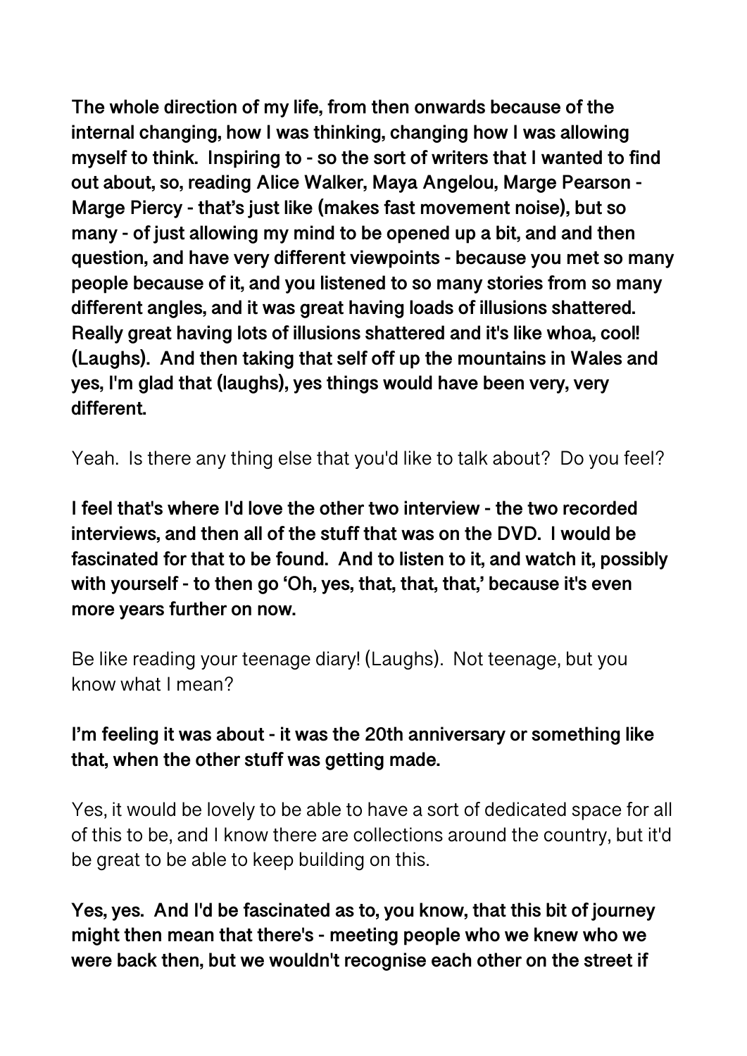**The whole direction of my life, from then onwards because of the internal changing, how I was thinking, changing how I was allowing myself to think. Inspiring to - so the sort of writers that I wanted to find out about, so, reading Alice Walker, Maya Angelou, Marge Pearson - Marge Piercy - that's just like (makes fast movement noise), but so many - of just allowing my mind to be opened up a bit, and and then question, and have very different viewpoints - because you met so many people because of it, and you listened to so many stories from so many different angles, and it was great having loads of illusions shattered. Really great having lots of illusions shattered and it's like whoa, cool! (Laughs). And then taking that self off up the mountains in Wales and yes, I'm glad that (laughs), yes things would have been very, very different.**

Yeah. Is there any thing else that you'd like to talk about? Do you feel?

**I feel that's where I'd love the other two interview - the two recorded interviews, and then all of the stuff that was on the DVD. I would be fascinated for that to be found. And to listen to it, and watch it, possibly with yourself - to then go 'Oh, yes, that, that, that,' because it's even more years further on now.**

Be like reading your teenage diary! (Laughs). Not teenage, but you know what I mean?

**I'm feeling it was about - it was the 20th anniversary or something like that, when the other stuff was getting made.**

Yes, it would be lovely to be able to have a sort of dedicated space for all of this to be, and I know there are collections around the country, but it'd be great to be able to keep building on this.

**Yes, yes. And I'd be fascinated as to, you know, that this bit of journey might then mean that there's - meeting people who we knew who we were back then, but we wouldn't recognise each other on the street if**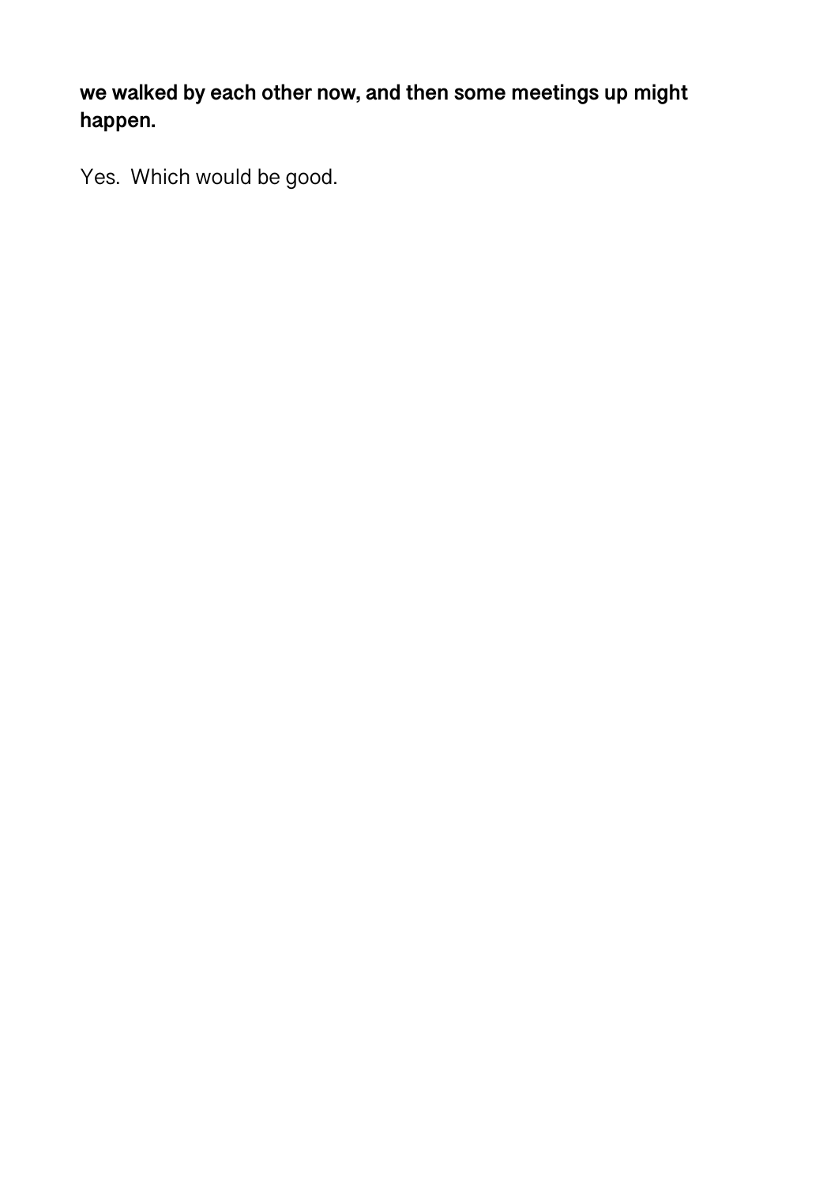**we walked by each other now, and then some meetings up might happen.**

Yes. Which would be good.